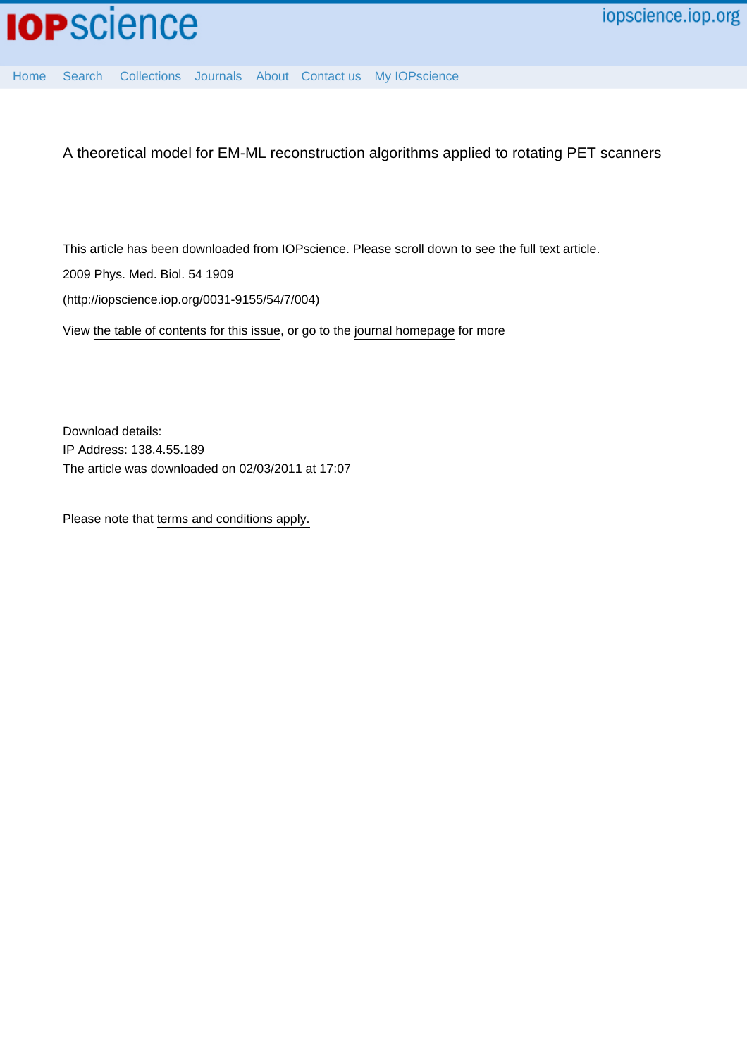# A theoretical model for EM-ML reconstruction algorithms applied to rotating PET scanners

This article has been downloaded from IOPscience. Please scroll down to see the full text article.

2009 Phys. Med. Biol. 54 1909

(http://iopscience.iop.org/0031-9155/54/7/004)

View the table of contents for this issue, or go to the journal homepage for more

Download details:
IP Address: 138.4.55.189
The article was downloaded on 02/03/2011 at 17:07

Please note that terms and conditions apply.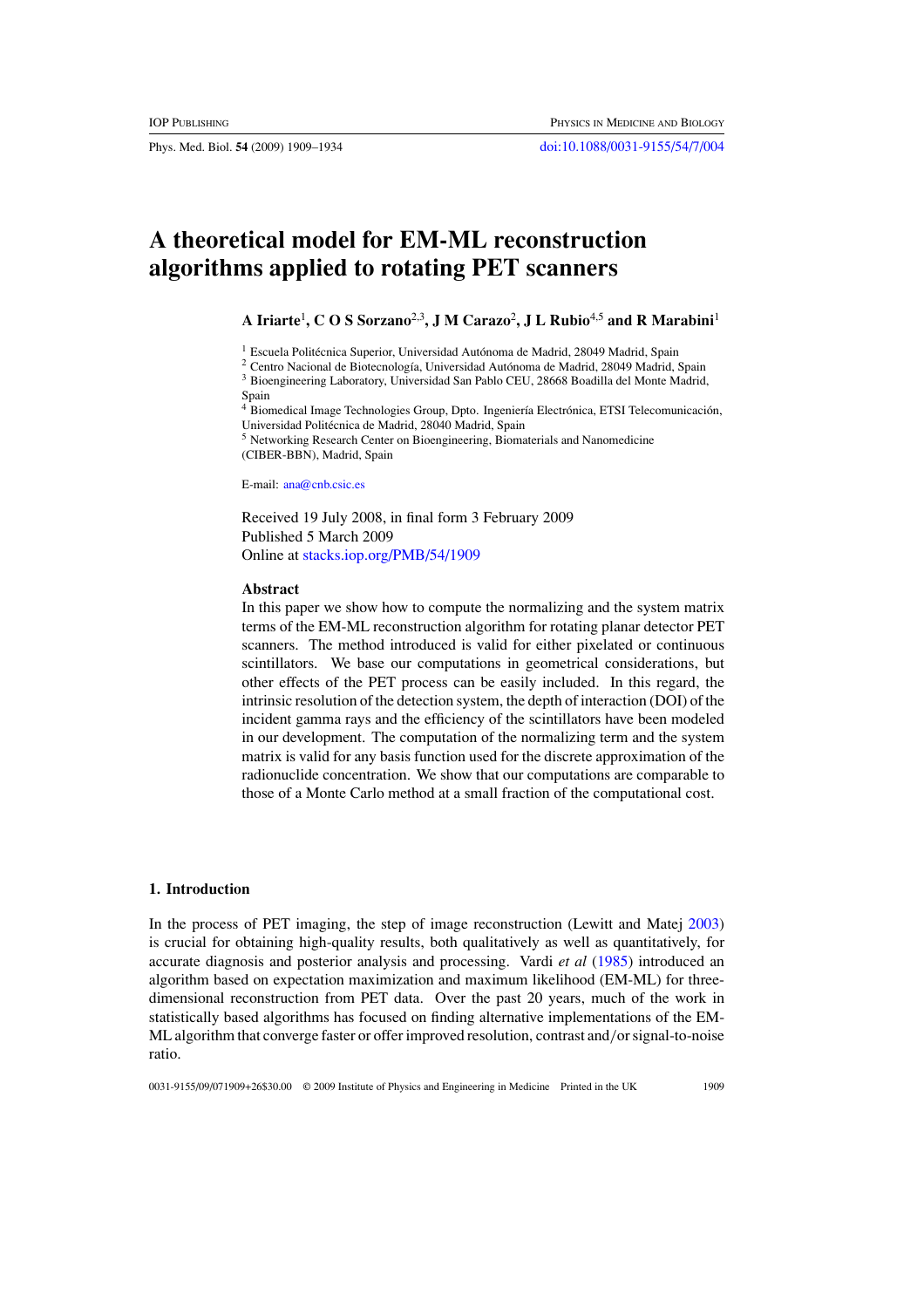# A theoretical model for EM-ML reconstruction algorithms applied to rotating PET scanners

**A Iriarte**[1], **C O S Sorzano**[2,3], **J M Carazo**[2], **J L Rubio**[4,5] **and R Marabini**[1]

[1] Escuela Politécnica Superior, Universidad Autónoma de Madrid, 28049 Madrid, Spain
[2] Centro Nacional de Biotecnología, Universidad Autónoma de Madrid, 28049 Madrid, Spain
[3] Bioengineering Laboratory, Universidad San Pablo CEU, 28668 Boadilla del Monte Madrid, Spain
[4] Biomedical Image Technologies Group, Dpto. Ingeniería Electrónica, ETSI Telecomunicación, Universidad Politécnica de Madrid, 28040 Madrid, Spain
[5] Networking Research Center on Bioengineering, Biomaterials and Nanomedicine (CIBER-BBN), Madrid, Spain

E-mail: ana@cnb.csic.es

Received 19 July 2008, in final form 3 February 2009
Published 5 March 2009
Online at stacks.iop.org/PMB/54/1909

### Abstract

In this paper we show how to compute the normalizing and the system matrix terms of the EM-ML reconstruction algorithm for rotating planar detector PET scanners. The method introduced is valid for either pixelated or continuous scintillators. We base our computations in geometrical considerations, but other effects of the PET process can be easily included. In this regard, the intrinsic resolution of the detection system, the depth of interaction (DOI) of the incident gamma rays and the efficiency of the scintillators have been modeled in our development. The computation of the normalizing term and the system matrix is valid for any basis function used for the discrete approximation of the radionuclide concentration. We show that our computations are comparable to those of a Monte Carlo method at a small fraction of the computational cost.

## 1. Introduction

In the process of PET imaging, the step of image reconstruction (Lewitt and Matej 2003) is crucial for obtaining high-quality results, both qualitatively as well as quantitatively, for accurate diagnosis and posterior analysis and processing. Vardi *et al* (1985) introduced an algorithm based on expectation maximization and maximum likelihood (EM-ML) for three-dimensional reconstruction from PET data. Over the past 20 years, much of the work in statistically based algorithms has focused on finding alternative implementations of the EM-ML algorithm that converge faster or offer improved resolution, contrast and/or signal-to-noise ratio.

0031-9155/09/071909+26$30.00 © 2009 Institute of Physics and Engineering in Medicine Printed in the UK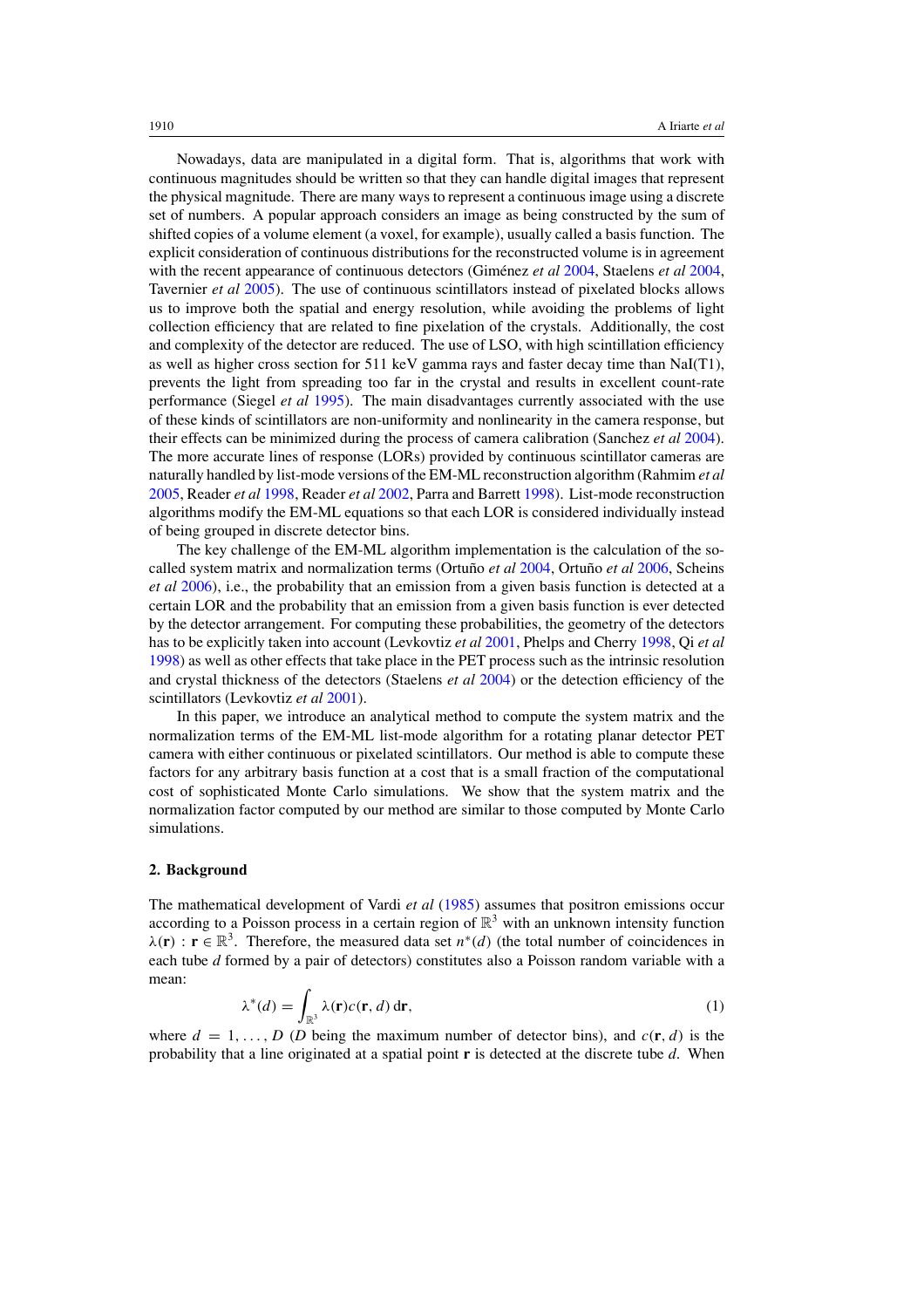Nowadays, data are manipulated in a digital form. That is, algorithms that work with continuous magnitudes should be written so that they can handle digital images that represent the physical magnitude. There are many ways to represent a continuous image using a discrete set of numbers. A popular approach considers an image as being constructed by the sum of shifted copies of a volume element (a voxel, for example), usually called a basis function. The explicit consideration of continuous distributions for the reconstructed volume is in agreement with the recent appearance of continuous detectors (Giménez *et al* 2004, Staelens *et al* 2004, Tavernier *et al* 2005). The use of continuous scintillators instead of pixelated blocks allows us to improve both the spatial and energy resolution, while avoiding the problems of light collection efficiency that are related to fine pixelation of the crystals. Additionally, the cost and complexity of the detector are reduced. The use of LSO, with high scintillation efficiency as well as higher cross section for 511 keV gamma rays and faster decay time than NaI(T1), prevents the light from spreading too far in the crystal and results in excellent count-rate performance (Siegel *et al* 1995). The main disadvantages currently associated with the use of these kinds of scintillators are non-uniformity and nonlinearity in the camera response, but their effects can be minimized during the process of camera calibration (Sanchez *et al* 2004). The more accurate lines of response (LORs) provided by continuous scintillator cameras are naturally handled by list-mode versions of the EM-ML reconstruction algorithm (Rahmim *et al* 2005, Reader *et al* 1998, Reader *et al* 2002, Parra and Barrett 1998). List-mode reconstruction algorithms modify the EM-ML equations so that each LOR is considered individually instead of being grouped in discrete detector bins.

The key challenge of the EM-ML algorithm implementation is the calculation of the so-called system matrix and normalization terms (Ortuño *et al* 2004, Ortuño *et al* 2006, Scheins *et al* 2006), i.e., the probability that an emission from a given basis function is detected at a certain LOR and the probability that an emission from a given basis function is ever detected by the detector arrangement. For computing these probabilities, the geometry of the detectors has to be explicitly taken into account (Levkovtiz *et al* 2001, Phelps and Cherry 1998, Qi *et al* 1998) as well as other effects that take place in the PET process such as the intrinsic resolution and crystal thickness of the detectors (Staelens *et al* 2004) or the detection efficiency of the scintillators (Levkovtiz *et al* 2001).

In this paper, we introduce an analytical method to compute the system matrix and the normalization terms of the EM-ML list-mode algorithm for a rotating planar detector PET camera with either continuous or pixelated scintillators. Our method is able to compute these factors for any arbitrary basis function at a cost that is a small fraction of the computational cost of sophisticated Monte Carlo simulations. We show that the system matrix and the normalization factor computed by our method are similar to those computed by Monte Carlo simulations.

## 2. Background

The mathematical development of Vardi *et al* (1985) assumes that positron emissions occur according to a Poisson process in a certain region of $\mathbb{R}^3$ with an unknown intensity function $\lambda(\mathbf{r}) : \mathbf{r} \in \mathbb{R}^3$. Therefore, the measured data set $n^*(d)$ (the total number of coincidences in each tube $d$ formed by a pair of detectors) constitutes also a Poisson random variable with a mean:

$$\lambda^*(d) = \int_{\mathbb{R}^3} \lambda(\mathbf{r}) c(\mathbf{r}, d) \, \mathrm{d}\mathbf{r}, \tag{1}$$

where $d = 1, \ldots, D$ ($D$ being the maximum number of detector bins), and $c(\mathbf{r}, d)$ is the probability that a line originated at a spatial point $\mathbf{r}$ is detected at the discrete tube $d$. When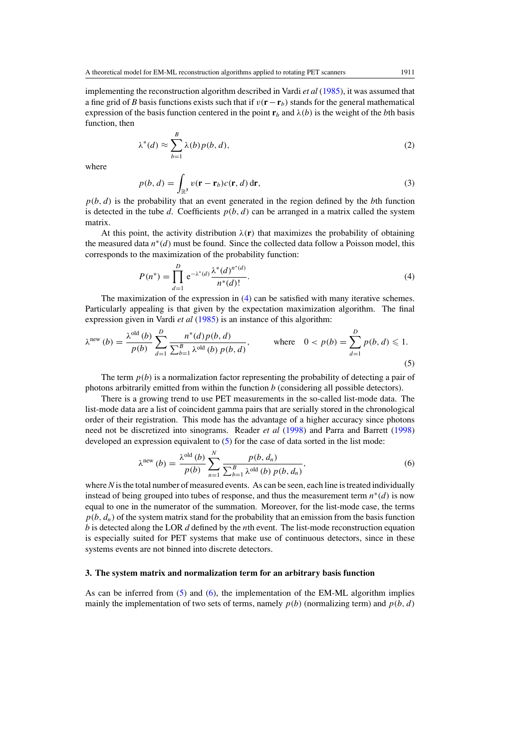implementing the reconstruction algorithm described in Vardi *et al* (1985), it was assumed that a fine grid of $B$ basis functions exists such that if $\upsilon(\mathbf{r}-\mathbf{r}_b)$ stands for the general mathematical expression of the basis function centered in the point $\mathbf{r}_b$ and $\lambda(b)$ is the weight of the $b$th basis function, then

$$\lambda^*(d) \approx \sum_{b=1}^{B} \lambda(b) p(b, d), \tag{2}$$

where

$$p(b, d) = \int_{\mathbb{R}^3} \upsilon(\mathbf{r}-\mathbf{r}_b) c(\mathbf{r}, d)\,\mathrm{d}\mathbf{r}, \tag{3}$$

$p(b, d)$ is the probability that an event generated in the region defined by the $b$th function is detected in the tube $d$. Coefficients $p(b, d)$ can be arranged in a matrix called the system matrix.

At this point, the activity distribution $\lambda(\mathbf{r})$ that maximizes the probability of obtaining the measured data $n^*(d)$ must be found. Since the collected data follow a Poisson model, this corresponds to the maximization of the probability function:

$$P(n^*) = \prod_{d=1}^{D} \mathrm{e}^{-\lambda^*(d)} \frac{\lambda^*(d)^{n^*(d)}}{n^*(d)!}. \tag{4}$$

The maximization of the expression in (4) can be satisfied with many iterative schemes. Particularly appealing is that given by the expectation maximization algorithm. The final expression given in Vardi *et al* (1985) is an instance of this algorithm:

$$\lambda^{\mathrm{new}}(b) = \frac{\lambda^{\mathrm{old}}(b)}{p(b)} \sum_{d=1}^{D} \frac{n^*(d) p(b, d)}{\sum_{b=1}^{B} \lambda^{\mathrm{old}}(b)\, p(b, d)}, \qquad \text{where} \quad 0 < p(b) = \sum_{d=1}^{D} p(b, d) \leqslant 1. \tag{5}$$

The term $p(b)$ is a normalization factor representing the probability of detecting a pair of photons arbitrarily emitted from within the function $b$ (considering all possible detectors).

There is a growing trend to use PET measurements in the so-called list-mode data. The list-mode data are a list of coincident gamma pairs that are serially stored in the chronological order of their registration. This mode has the advantage of a higher accuracy since photons need not be discretized into sinograms. Reader *et al* (1998) and Parra and Barrett (1998) developed an expression equivalent to (5) for the case of data sorted in the list mode:

$$\lambda^{\mathrm{new}}(b) = \frac{\lambda^{\mathrm{old}}(b)}{p(b)} \sum_{n=1}^{N} \frac{p(b, d_n)}{\sum_{b=1}^{B} \lambda^{\mathrm{old}}(b)\, p(b, d_n)}, \tag{6}$$

where $N$ is the total number of measured events. As can be seen, each line is treated individually instead of being grouped into tubes of response, and thus the measurement term $n^*(d)$ is now equal to one in the numerator of the summation. Moreover, for the list-mode case, the terms $p(b, d_n)$ of the system matrix stand for the probability that an emission from the basis function $b$ is detected along the LOR $d$ defined by the $n$th event. The list-mode reconstruction equation is especially suited for PET systems that make use of continuous detectors, since in these systems events are not binned into discrete detectors.

### 3. The system matrix and normalization term for an arbitrary basis function

As can be inferred from (5) and (6), the implementation of the EM-ML algorithm implies mainly the implementation of two sets of terms, namely $p(b)$ (normalizing term) and $p(b, d)$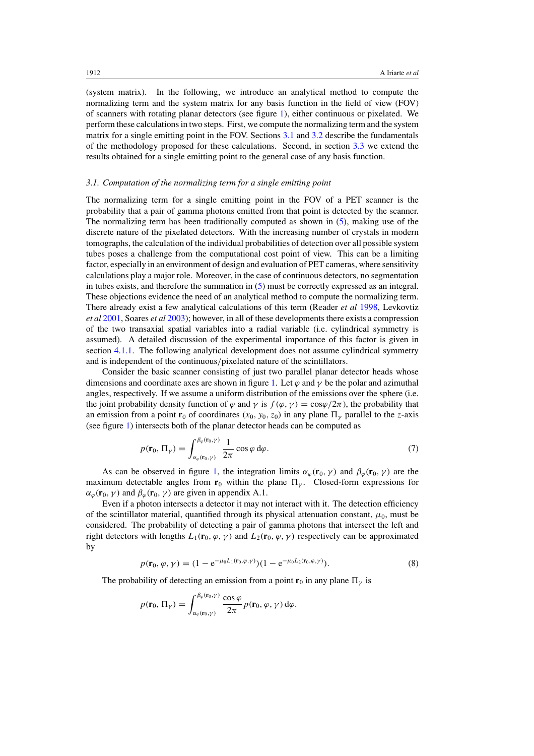(system matrix). In the following, we introduce an analytical method to compute the normalizing term and the system matrix for any basis function in the field of view (FOV) of scanners with rotating planar detectors (see figure 1), either continuous or pixelated. We perform these calculations in two steps. First, we compute the normalizing term and the system matrix for a single emitting point in the FOV. Sections 3.1 and 3.2 describe the fundamentals of the methodology proposed for these calculations. Second, in section 3.3 we extend the results obtained for a single emitting point to the general case of any basis function.

### *3.1. Computation of the normalizing term for a single emitting point*

The normalizing term for a single emitting point in the FOV of a PET scanner is the probability that a pair of gamma photons emitted from that point is detected by the scanner. The normalizing term has been traditionally computed as shown in (5), making use of the discrete nature of the pixelated detectors. With the increasing number of crystals in modern tomographs, the calculation of the individual probabilities of detection over all possible system tubes poses a challenge from the computational cost point of view. This can be a limiting factor, especially in an environment of design and evaluation of PET cameras, where sensitivity calculations play a major role. Moreover, in the case of continuous detectors, no segmentation in tubes exists, and therefore the summation in (5) must be correctly expressed as an integral. These objections evidence the need of an analytical method to compute the normalizing term. There already exist a few analytical calculations of this term (Reader *et al* 1998, Levkovtiz *et al* 2001, Soares *et al* 2003); however, in all of these developments there exists a compression of the two transaxial spatial variables into a radial variable (i.e. cylindrical symmetry is assumed). A detailed discussion of the experimental importance of this factor is given in section 4.1.1. The following analytical development does not assume cylindrical symmetry and is independent of the continuous/pixelated nature of the scintillators.

Consider the basic scanner consisting of just two parallel planar detector heads whose dimensions and coordinate axes are shown in figure 1. Let $\varphi$ and $\gamma$ be the polar and azimuthal angles, respectively. If we assume a uniform distribution of the emissions over the sphere (i.e. the joint probability density function of $\varphi$ and $\gamma$ is $f(\varphi, \gamma) = \cos\varphi/2\pi$), the probability that an emission from a point $\mathbf{r}_0$ of coordinates $(x_0, y_0, z_0)$ in any plane $\Pi_\gamma$ parallel to the $z$-axis (see figure 1) intersects both of the planar detector heads can be computed as

$$p(\mathbf{r}_0, \Pi_\gamma) = \int_{\alpha_\varphi(\mathbf{r}_0,\gamma)}^{\beta_\varphi(\mathbf{r}_0,\gamma)} \frac{1}{2\pi} \cos\varphi \, \mathrm{d}\varphi. \tag{7}$$

As can be observed in figure 1, the integration limits $\alpha_\varphi(\mathbf{r}_0, \gamma)$ and $\beta_\varphi(\mathbf{r}_0, \gamma)$ are the maximum detectable angles from $\mathbf{r}_0$ within the plane $\Pi_\gamma$. Closed-form expressions for $\alpha_\varphi(\mathbf{r}_0, \gamma)$ and $\beta_\varphi(\mathbf{r}_0, \gamma)$ are given in appendix A.1.

Even if a photon intersects a detector it may not interact with it. The detection efficiency of the scintillator material, quantified through its physical attenuation constant, $\mu_0$, must be considered. The probability of detecting a pair of gamma photons that intersect the left and right detectors with lengths $L_1(\mathbf{r}_0, \varphi, \gamma)$ and $L_2(\mathbf{r}_0, \varphi, \gamma)$ respectively can be approximated by

$$p(\mathbf{r}_0, \varphi, \gamma) = \left(1 - \mathrm{e}^{-\mu_0 L_1(\mathbf{r}_0,\varphi,\gamma)}\right)\left(1 - \mathrm{e}^{-\mu_0 L_2(\mathbf{r}_0,\varphi,\gamma)}\right). \tag{8}$$

The probability of detecting an emission from a point $\mathbf{r}_0$ in any plane $\Pi_\gamma$ is

$$p(\mathbf{r}_0, \Pi_\gamma) = \int_{\alpha_\varphi(\mathbf{r}_0,\gamma)}^{\beta_\varphi(\mathbf{r}_0,\gamma)} \frac{\cos\varphi}{2\pi} p(\mathbf{r}_0, \varphi, \gamma) \, \mathrm{d}\varphi.$$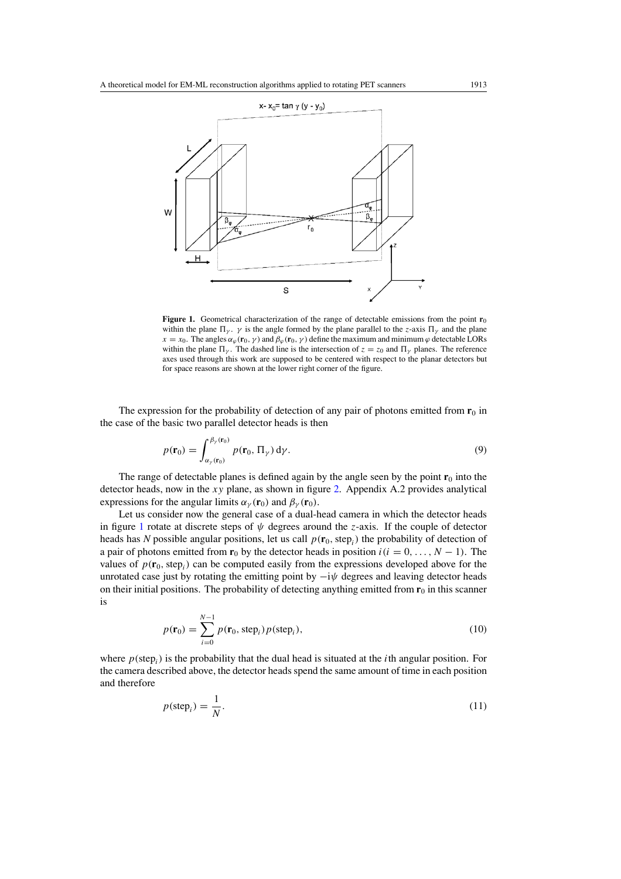**Figure 1.** Geometrical characterization of the range of detectable emissions from the point $\mathbf{r}_0$ within the plane $\Pi_\gamma$. $\gamma$ is the angle formed by the plane parallel to the $z$-axis $\Pi_\gamma$ and the plane $x = x_0$. The angles $\alpha_\varphi(\mathbf{r}_0, \gamma)$ and $\beta_\varphi(\mathbf{r}_0, \gamma)$ define the maximum and minimum $\varphi$ detectable LORs within the plane $\Pi_\gamma$. The dashed line is the intersection of $z = z_0$ and $\Pi_\gamma$ planes. The reference axes used through this work are supposed to be centered with respect to the planar detectors but for space reasons are shown at the lower right corner of the figure.

The expression for the probability of detection of any pair of photons emitted from $\mathbf{r}_0$ in the case of the basic two parallel detector heads is then

$$p(\mathbf{r}_0) = \int_{\alpha_\gamma(\mathbf{r}_0)}^{\beta_\gamma(\mathbf{r}_0)} p(\mathbf{r}_0, \Pi_\gamma)\, \mathrm{d}\gamma. \tag{9}$$

The range of detectable planes is defined again by the angle seen by the point $\mathbf{r}_0$ into the detector heads, now in the $xy$ plane, as shown in figure 2. Appendix A.2 provides analytical expressions for the angular limits $\alpha_\gamma(\mathbf{r}_0)$ and $\beta_\gamma(\mathbf{r}_0)$.

Let us consider now the general case of a dual-head camera in which the detector heads in figure 1 rotate at discrete steps of $\psi$ degrees around the $z$-axis. If the couple of detector heads has $N$ possible angular positions, let us call $p(\mathbf{r}_0, \mathrm{step}_i)$ the probability of detection of a pair of photons emitted from $\mathbf{r}_0$ by the detector heads in position $i\,(i = 0, \ldots, N-1)$. The values of $p(\mathbf{r}_0, \mathrm{step}_i)$ can be computed easily from the expressions developed above for the unrotated case just by rotating the emitting point by $-i\psi$ degrees and leaving detector heads on their initial positions. The probability of detecting anything emitted from $\mathbf{r}_0$ in this scanner is

$$p(\mathbf{r}_0) = \sum_{i=0}^{N-1} p(\mathbf{r}_0, \mathrm{step}_i)\, p(\mathrm{step}_i), \tag{10}$$

where $p(\mathrm{step}_i)$ is the probability that the dual head is situated at the $i$th angular position. For the camera described above, the detector heads spend the same amount of time in each position and therefore

$$p(\mathrm{step}_i) = \frac{1}{N}. \tag{11}$$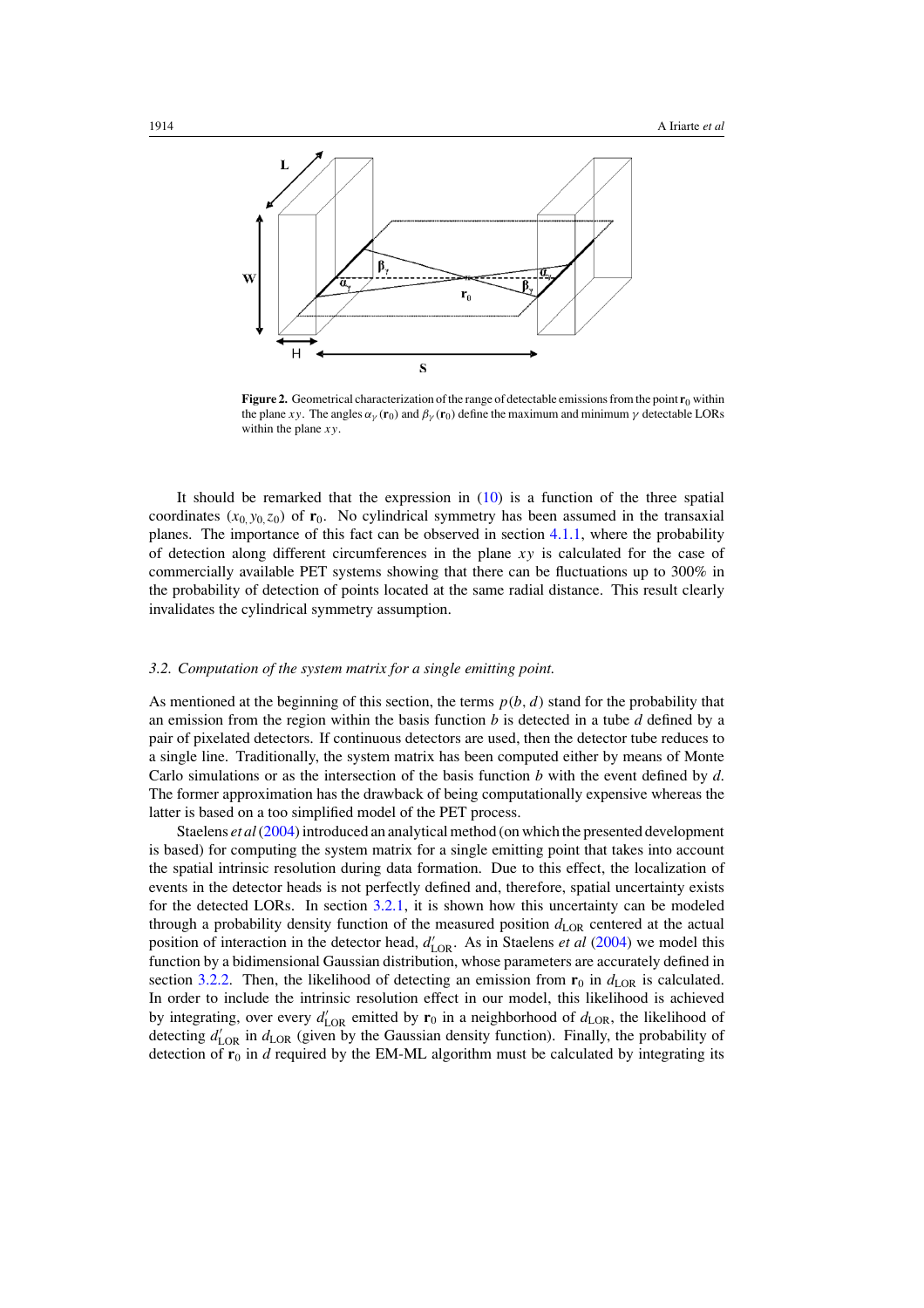**Figure 2.** Geometrical characterization of the range of detectable emissions from the point $\mathbf{r}_0$ within the plane $xy$. The angles $\alpha_\gamma(\mathbf{r}_0)$ and $\beta_\gamma(\mathbf{r}_0)$ define the maximum and minimum $\gamma$ detectable LORs within the plane $xy$.

It should be remarked that the expression in (10) is a function of the three spatial coordinates $(x_0, y_0, z_0)$ of $\mathbf{r}_0$. No cylindrical symmetry has been assumed in the transaxial planes. The importance of this fact can be observed in section 4.1.1, where the probability of detection along different circumferences in the plane $xy$ is calculated for the case of commercially available PET systems showing that there can be fluctuations up to 300% in the probability of detection of points located at the same radial distance. This result clearly invalidates the cylindrical symmetry assumption.

### *3.2. Computation of the system matrix for a single emitting point.*

As mentioned at the beginning of this section, the terms $p(b, d)$ stand for the probability that an emission from the region within the basis function $b$ is detected in a tube $d$ defined by a pair of pixelated detectors. If continuous detectors are used, then the detector tube reduces to a single line. Traditionally, the system matrix has been computed either by means of Monte Carlo simulations or as the intersection of the basis function $b$ with the event defined by $d$. The former approximation has the drawback of being computationally expensive whereas the latter is based on a too simplified model of the PET process.

Staelens *et al* (2004) introduced an analytical method (on which the presented development is based) for computing the system matrix for a single emitting point that takes into account the spatial intrinsic resolution during data formation. Due to this effect, the localization of events in the detector heads is not perfectly defined and, therefore, spatial uncertainty exists for the detected LORs. In section 3.2.1, it is shown how this uncertainty can be modeled through a probability density function of the measured position $d_{\mathrm{LOR}}$ centered at the actual position of interaction in the detector head, $d'_{\mathrm{LOR}}$. As in Staelens *et al* (2004) we model this function by a bidimensional Gaussian distribution, whose parameters are accurately defined in section 3.2.2. Then, the likelihood of detecting an emission from $\mathbf{r}_0$ in $d_{\mathrm{LOR}}$ is calculated. In order to include the intrinsic resolution effect in our model, this likelihood is achieved by integrating, over every $d'_{\mathrm{LOR}}$ emitted by $\mathbf{r}_0$ in a neighborhood of $d_{\mathrm{LOR}}$, the likelihood of detecting $d'_{\mathrm{LOR}}$ in $d_{\mathrm{LOR}}$ (given by the Gaussian density function). Finally, the probability of detection of $\mathbf{r}_0$ in $d$ required by the EM-ML algorithm must be calculated by integrating its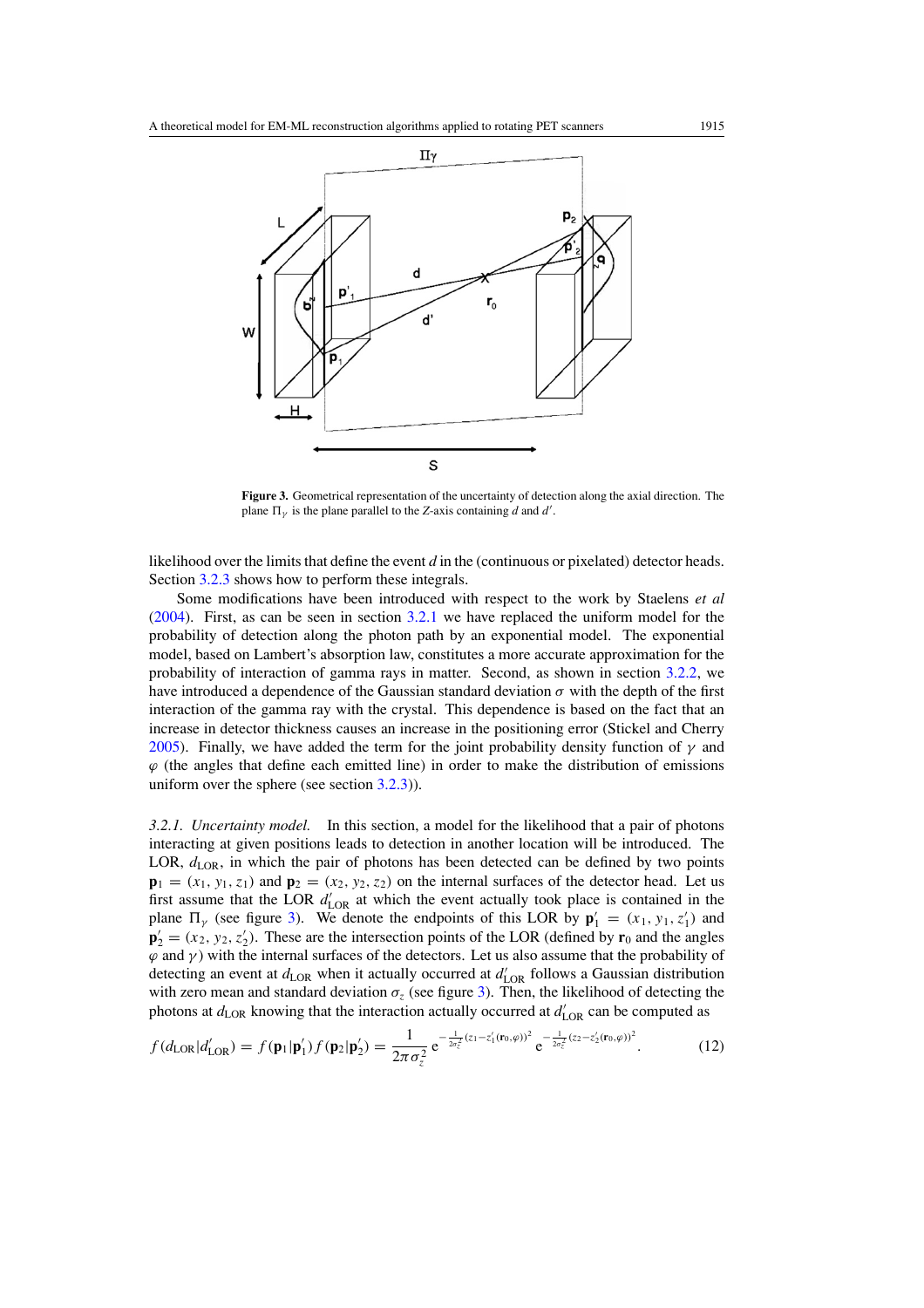**Figure 3.** Geometrical representation of the uncertainty of detection along the axial direction. The plane $\Pi_\gamma$ is the plane parallel to the $Z$-axis containing $d$ and $d'$.

likelihood over the limits that define the event $d$ in the (continuous or pixelated) detector heads. Section 3.2.3 shows how to perform these integrals.

Some modifications have been introduced with respect to the work by Staelens *et al* (2004). First, as can be seen in section 3.2.1 we have replaced the uniform model for the probability of detection along the photon path by an exponential model. The exponential model, based on Lambert's absorption law, constitutes a more accurate approximation for the probability of interaction of gamma rays in matter. Second, as shown in section 3.2.2, we have introduced a dependence of the Gaussian standard deviation $\sigma$ with the depth of the first interaction of the gamma ray with the crystal. This dependence is based on the fact that an increase in detector thickness causes an increase in the positioning error (Stickel and Cherry 2005). Finally, we have added the term for the joint probability density function of $\gamma$ and $\varphi$ (the angles that define each emitted line) in order to make the distribution of emissions uniform over the sphere (see section 3.2.3)).

*3.2.1. Uncertainty model.* In this section, a model for the likelihood that a pair of photons interacting at given positions leads to detection in another location will be introduced. The LOR, $d_{\text{LOR}}$, in which the pair of photons has been detected can be defined by two points $\mathbf{p}_1 = (x_1, y_1, z_1)$ and $\mathbf{p}_2 = (x_2, y_2, z_2)$ on the internal surfaces of the detector head. Let us first assume that the LOR $d'_{\text{LOR}}$ at which the event actually took place is contained in the plane $\Pi_\gamma$ (see figure 3). We denote the endpoints of this LOR by $\mathbf{p}'_1 = (x_1, y_1, z'_1)$ and $\mathbf{p}'_2 = (x_2, y_2, z'_2)$. These are the intersection points of the LOR (defined by $\mathbf{r}_0$ and the angles $\varphi$ and $\gamma$) with the internal surfaces of the detectors. Let us also assume that the probability of detecting an event at $d_{\text{LOR}}$ when it actually occurred at $d'_{\text{LOR}}$ follows a Gaussian distribution with zero mean and standard deviation $\sigma_z$ (see figure 3). Then, the likelihood of detecting the photons at $d_{\text{LOR}}$ knowing that the interaction actually occurred at $d'_{\text{LOR}}$ can be computed as

$$f(d_{\text{LOR}}|d'_{\text{LOR}}) = f(\mathbf{p}_1|\mathbf{p}'_1)\, f(\mathbf{p}_2|\mathbf{p}'_2) = \frac{1}{2\pi\sigma_z^2}\, \mathrm{e}^{-\frac{1}{2\sigma_z^2}(z_1 - z'_1(\mathbf{r}_0,\varphi))^2}\, \mathrm{e}^{-\frac{1}{2\sigma_z^2}(z_2 - z'_2(\mathbf{r}_0,\varphi))^2}. \tag{12}$$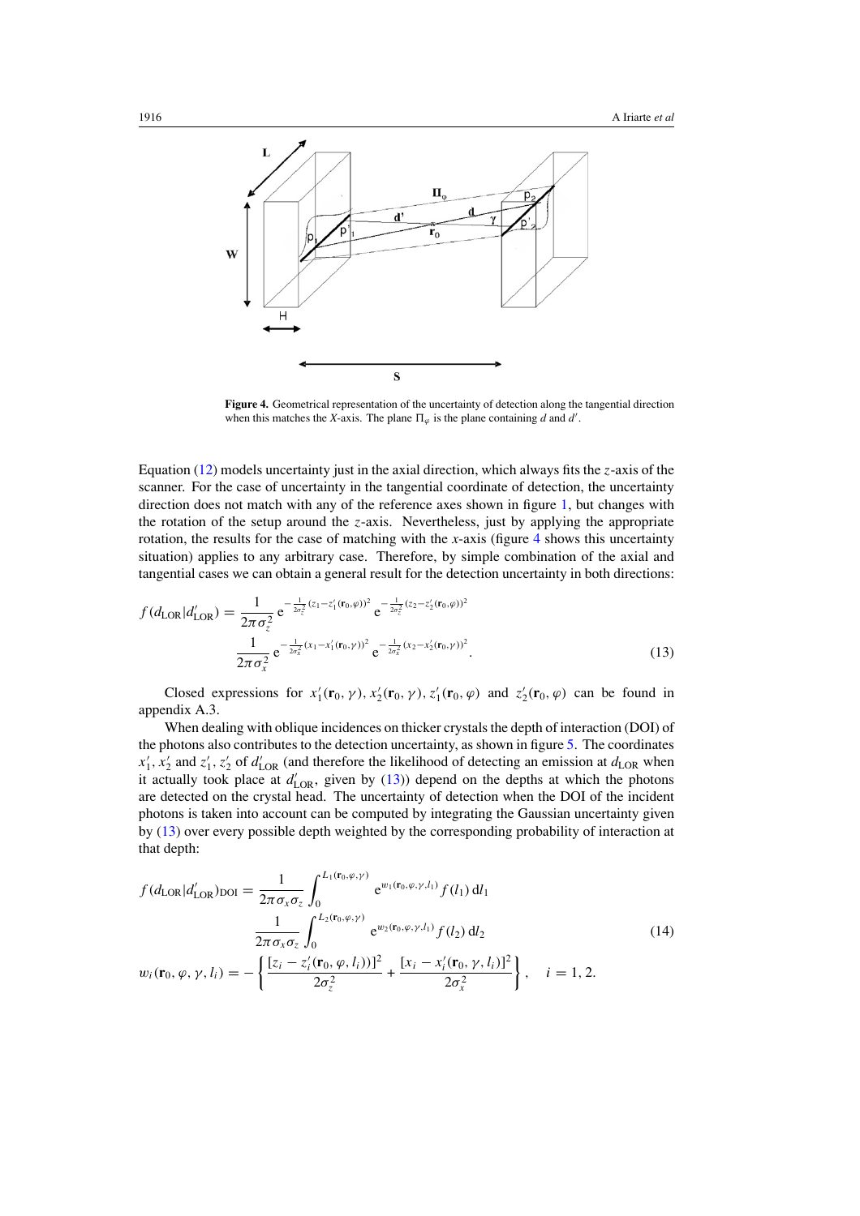**Figure 4.** Geometrical representation of the uncertainty of detection along the tangential direction when this matches the $X$-axis. The plane $\Pi_\varphi$ is the plane containing $d$ and $d'$.

Equation (12) models uncertainty just in the axial direction, which always fits the $z$-axis of the scanner. For the case of uncertainty in the tangential coordinate of detection, the uncertainty direction does not match with any of the reference axes shown in figure 1, but changes with the rotation of the setup around the $z$-axis. Nevertheless, just by applying the appropriate rotation, the results for the case of matching with the $x$-axis (figure 4 shows this uncertainty situation) applies to any arbitrary case. Therefore, by simple combination of the axial and tangential cases we can obtain a general result for the detection uncertainty in both directions:

$$f(d_{\mathrm{LOR}}|d'_{\mathrm{LOR}}) = \frac{1}{2\pi\sigma_z^2}\,\mathrm{e}^{-\frac{1}{2\sigma_z^2}(z_1 - z'_1(\mathbf{r}_0,\varphi))^2}\,\mathrm{e}^{-\frac{1}{2\sigma_z^2}(z_2 - z'_2(\mathbf{r}_0,\varphi))^2}$$
$$\frac{1}{2\pi\sigma_x^2}\,\mathrm{e}^{-\frac{1}{2\sigma_x^2}(x_1 - x'_1(\mathbf{r}_0,\gamma))^2}\,\mathrm{e}^{-\frac{1}{2\sigma_x^2}(x_2 - x'_2(\mathbf{r}_0,\gamma))^2}. \tag{13}$$

Closed expressions for $x'_1(\mathbf{r}_0, \gamma)$, $x'_2(\mathbf{r}_0, \gamma)$, $z'_1(\mathbf{r}_0, \varphi)$ and $z'_2(\mathbf{r}_0, \varphi)$ can be found in appendix A.3.

When dealing with oblique incidences on thicker crystals the depth of interaction (DOI) of the photons also contributes to the detection uncertainty, as shown in figure 5. The coordinates $x'_1$, $x'_2$ and $z'_1$, $z'_2$ of $d'_{\mathrm{LOR}}$ (and therefore the likelihood of detecting an emission at $d_{\mathrm{LOR}}$ when it actually took place at $d'_{\mathrm{LOR}}$, given by (13)) depend on the depths at which the photons are detected on the crystal head. The uncertainty of detection when the DOI of the incident photons is taken into account can be computed by integrating the Gaussian uncertainty given by (13) over every possible depth weighted by the corresponding probability of interaction at that depth:

$$f(d_{\mathrm{LOR}}|d'_{\mathrm{LOR}})_{\mathrm{DOI}} = \frac{1}{2\pi\sigma_x\sigma_z}\int_0^{L_1(\mathbf{r}_0,\varphi,\gamma)} \mathrm{e}^{w_1(\mathbf{r}_0,\varphi,\gamma,l_1)} f(l_1)\,\mathrm{d}l_1$$
$$\frac{1}{2\pi\sigma_x\sigma_z}\int_0^{L_2(\mathbf{r}_0,\varphi,\gamma)} \mathrm{e}^{w_2(\mathbf{r}_0,\varphi,\gamma,l_1)} f(l_2)\,\mathrm{d}l_2 \tag{14}$$
$$w_i(\mathbf{r}_0,\varphi,\gamma,l_i) = -\left\{\frac{[z_i - z'_i(\mathbf{r}_0,\varphi,l_i)]^2}{2\sigma_z^2} + \frac{[x_i - x'_i(\mathbf{r}_0,\gamma,l_i)]^2}{2\sigma_x^2}\right\}, \quad i = 1, 2.$$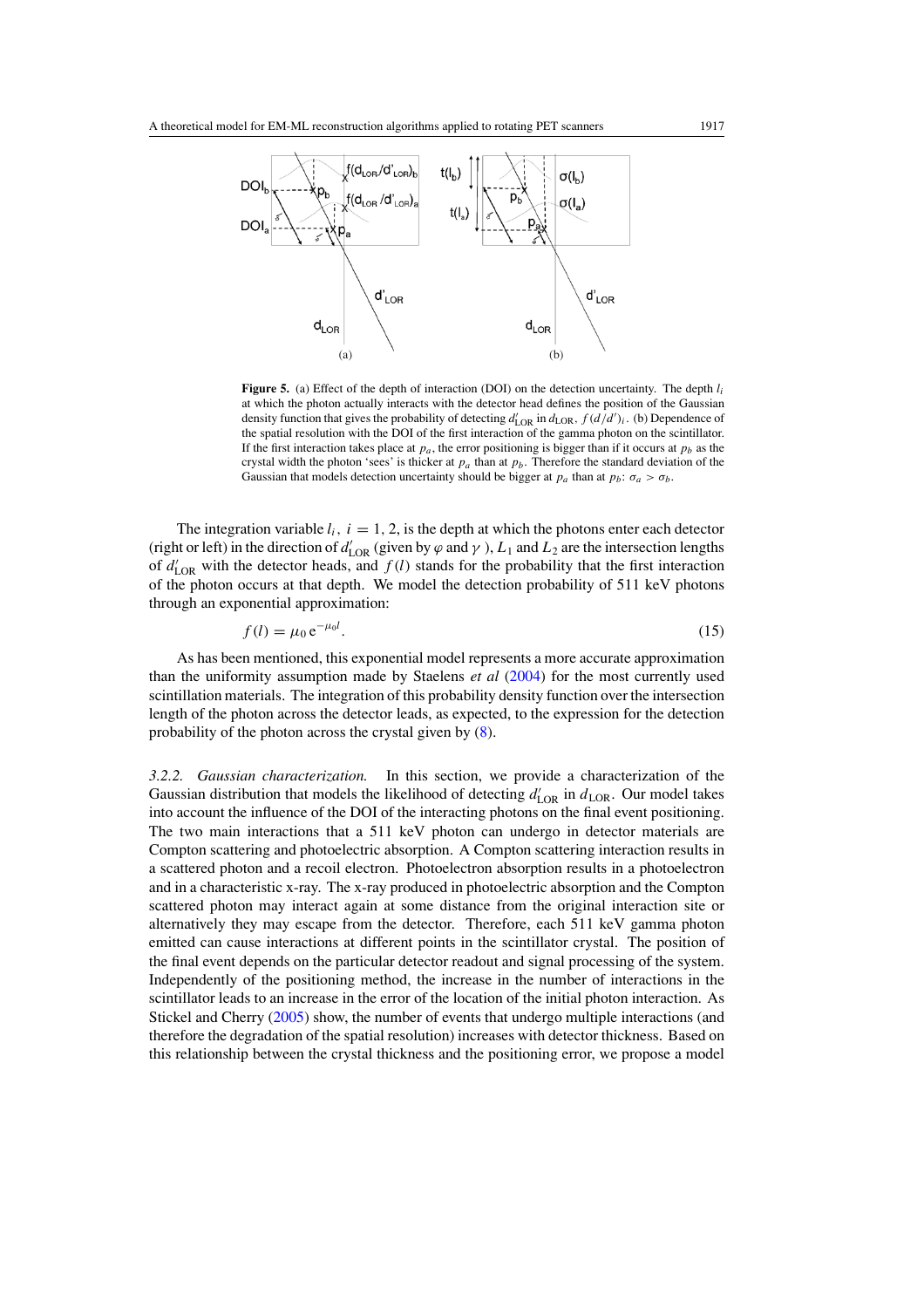**Figure 5.** (a) Effect of the depth of interaction (DOI) on the detection uncertainty. The depth $l_i$ at which the photon actually interacts with the detector head defines the position of the Gaussian density function that gives the probability of detecting $d'_{\mathrm{LOR}}$ in $d_{\mathrm{LOR}}$, $f(d/d')_i$. (b) Dependence of the spatial resolution with the DOI of the first interaction of the gamma photon on the scintillator. If the first interaction takes place at $p_a$, the error positioning is bigger than if it occurs at $p_b$ as the crystal width the photon 'sees' is thicker at $p_a$ than at $p_b$. Therefore the standard deviation of the Gaussian that models detection uncertainty should be bigger at $p_a$ than at $p_b$: $\sigma_a > \sigma_b$.

The integration variable $l_i$, $i = 1, 2$, is the depth at which the photons enter each detector (right or left) in the direction of $d'_{\mathrm{LOR}}$ (given by $\varphi$ and $\gamma$ ), $L_1$ and $L_2$ are the intersection lengths of $d'_{\mathrm{LOR}}$ with the detector heads, and $f(l)$ stands for the probability that the first interaction of the photon occurs at that depth. We model the detection probability of 511 keV photons through an exponential approximation:

$$f(l) = \mu_0 \, \mathrm{e}^{-\mu_0 l}. \tag{15}$$

As has been mentioned, this exponential model represents a more accurate approximation than the uniformity assumption made by Staelens *et al* (2004) for the most currently used scintillation materials. The integration of this probability density function over the intersection length of the photon across the detector leads, as expected, to the expression for the detection probability of the photon across the crystal given by (8).

*3.2.2. Gaussian characterization.* In this section, we provide a characterization of the Gaussian distribution that models the likelihood of detecting $d'_{\mathrm{LOR}}$ in $d_{\mathrm{LOR}}$. Our model takes into account the influence of the DOI of the interacting photons on the final event positioning. The two main interactions that a 511 keV photon can undergo in detector materials are Compton scattering and photoelectric absorption. A Compton scattering interaction results in a scattered photon and a recoil electron. Photoelectron absorption results in a photoelectron and in a characteristic x-ray. The x-ray produced in photoelectric absorption and the Compton scattered photon may interact again at some distance from the original interaction site or alternatively they may escape from the detector. Therefore, each 511 keV gamma photon emitted can cause interactions at different points in the scintillator crystal. The position of the final event depends on the particular detector readout and signal processing of the system. Independently of the positioning method, the increase in the number of interactions in the scintillator leads to an increase in the error of the location of the initial photon interaction. As Stickel and Cherry (2005) show, the number of events that undergo multiple interactions (and therefore the degradation of the spatial resolution) increases with detector thickness. Based on this relationship between the crystal thickness and the positioning error, we propose a model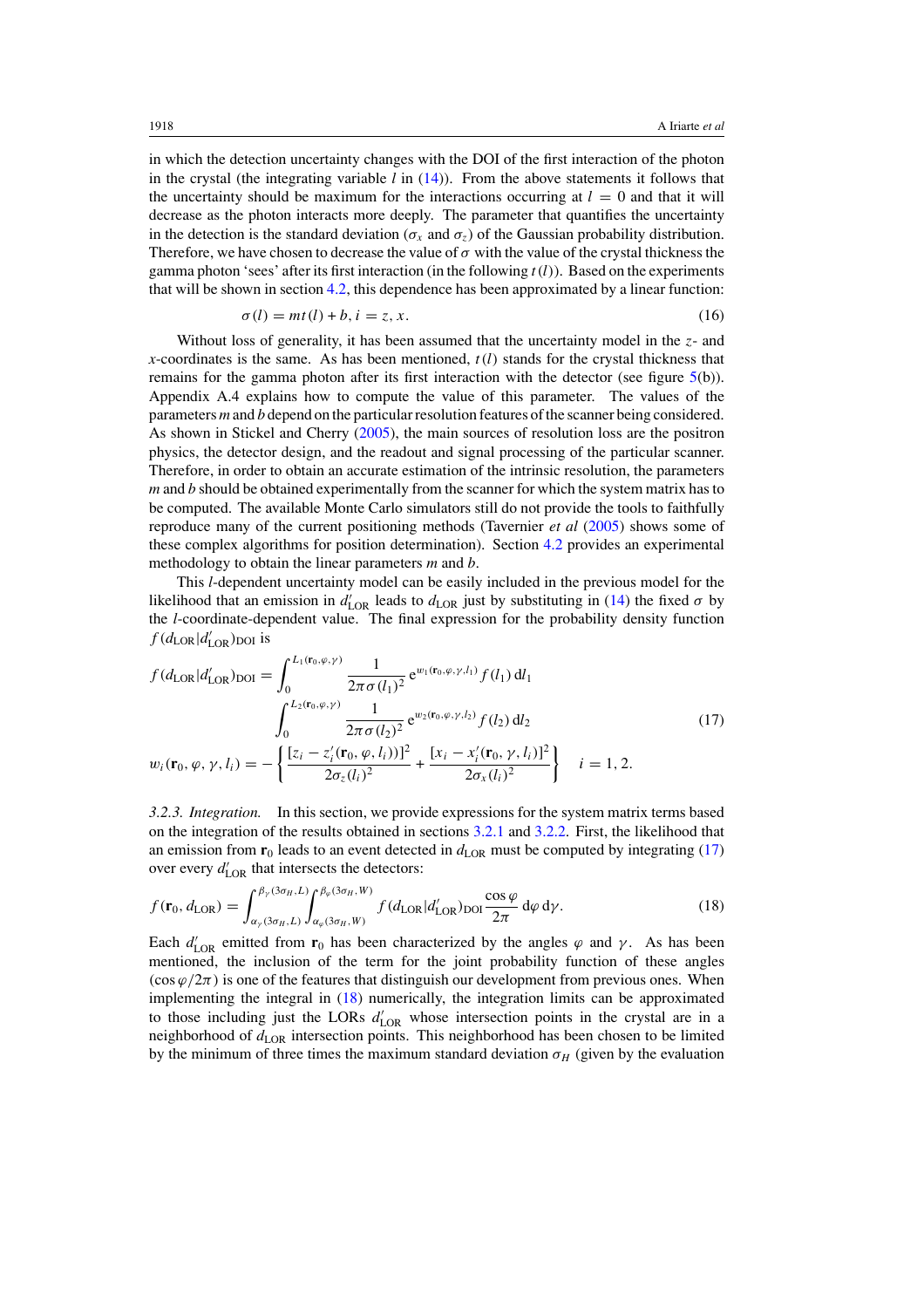in which the detection uncertainty changes with the DOI of the first interaction of the photon in the crystal (the integrating variable $l$ in (14)). From the above statements it follows that the uncertainty should be maximum for the interactions occurring at $l = 0$ and that it will decrease as the photon interacts more deeply. The parameter that quantifies the uncertainty in the detection is the standard deviation ($\sigma_x$ and $\sigma_z$) of the Gaussian probability distribution. Therefore, we have chosen to decrease the value of $\sigma$ with the value of the crystal thickness the gamma photon 'sees' after its first interaction (in the following $t(l)$). Based on the experiments that will be shown in section 4.2, this dependence has been approximated by a linear function:

$$\sigma(l) = mt(l) + b, i = z, x. \tag{16}$$

Without loss of generality, it has been assumed that the uncertainty model in the $z$- and $x$-coordinates is the same. As has been mentioned, $t(l)$ stands for the crystal thickness that remains for the gamma photon after its first interaction with the detector (see figure 5(b)). Appendix A.4 explains how to compute the value of this parameter. The values of the parameters $m$ and $b$ depend on the particular resolution features of the scanner being considered. As shown in Stickel and Cherry (2005), the main sources of resolution loss are the positron physics, the detector design, and the readout and signal processing of the particular scanner. Therefore, in order to obtain an accurate estimation of the intrinsic resolution, the parameters $m$ and $b$ should be obtained experimentally from the scanner for which the system matrix has to be computed. The available Monte Carlo simulators still do not provide the tools to faithfully reproduce many of the current positioning methods (Tavernier *et al* (2005) shows some of these complex algorithms for position determination). Section 4.2 provides an experimental methodology to obtain the linear parameters $m$ and $b$.

This $l$-dependent uncertainty model can be easily included in the previous model for the likelihood that an emission in $d'_{\mathrm{LOR}}$ leads to $d_{\mathrm{LOR}}$ just by substituting in (14) the fixed $\sigma$ by the $l$-coordinate-dependent value. The final expression for the probability density function $f(d_{\mathrm{LOR}}|d'_{\mathrm{LOR}})_{\mathrm{DOI}}$ is

$$\begin{aligned} f(d_{\mathrm{LOR}}|d'_{\mathrm{LOR}})_{\mathrm{DOI}} &= \int_0^{L_1(\mathbf{r}_0,\varphi,\gamma)} \frac{1}{2\pi\sigma(l_1)^2}\,\mathrm{e}^{w_1(\mathbf{r}_0,\varphi,\gamma,l_1)}\,f(l_1)\,\mathrm{d}l_1 \\ &\qquad \int_0^{L_2(\mathbf{r}_0,\varphi,\gamma)} \frac{1}{2\pi\sigma(l_2)^2}\,\mathrm{e}^{w_2(\mathbf{r}_0,\varphi,\gamma,l_2)}\,f(l_2)\,\mathrm{d}l_2 \\ w_i(\mathbf{r}_0,\varphi,\gamma,l_i) &= -\left\{\frac{[z_i - z'_i(\mathbf{r}_0,\varphi,l_i)]^2}{2\sigma_z(l_i)^2} + \frac{[x_i - x'_i(\mathbf{r}_0,\gamma,l_i)]^2}{2\sigma_x(l_i)^2}\right\} \quad i = 1, 2. \end{aligned} \tag{17}$$

*3.2.3. Integration.* In this section, we provide expressions for the system matrix terms based on the integration of the results obtained in sections 3.2.1 and 3.2.2. First, the likelihood that an emission from $\mathbf{r}_0$ leads to an event detected in $d_{\mathrm{LOR}}$ must be computed by integrating (17) over every $d'_{\mathrm{LOR}}$ that intersects the detectors:

$$f(\mathbf{r}_0, d_{\mathrm{LOR}}) = \int_{\alpha_\gamma(3\sigma_H,L)}^{\beta_\gamma(3\sigma_H,L)} \int_{\alpha_\varphi(3\sigma_H,W)}^{\beta_\varphi(3\sigma_H,W)} f(d_{\mathrm{LOR}}|d'_{\mathrm{LOR}})_{\mathrm{DOI}} \frac{\cos\varphi}{2\pi}\,\mathrm{d}\varphi\,\mathrm{d}\gamma. \tag{18}$$

Each $d'_{\mathrm{LOR}}$ emitted from $\mathbf{r}_0$ has been characterized by the angles $\varphi$ and $\gamma$. As has been mentioned, the inclusion of the term for the joint probability function of these angles ($\cos\varphi/2\pi$) is one of the features that distinguish our development from previous ones. When implementing the integral in (18) numerically, the integration limits can be approximated to those including just the LORs $d'_{\mathrm{LOR}}$ whose intersection points in the crystal are in a neighborhood of $d_{\mathrm{LOR}}$ intersection points. This neighborhood has been chosen to be limited by the minimum of three times the maximum standard deviation $\sigma_H$ (given by the evaluation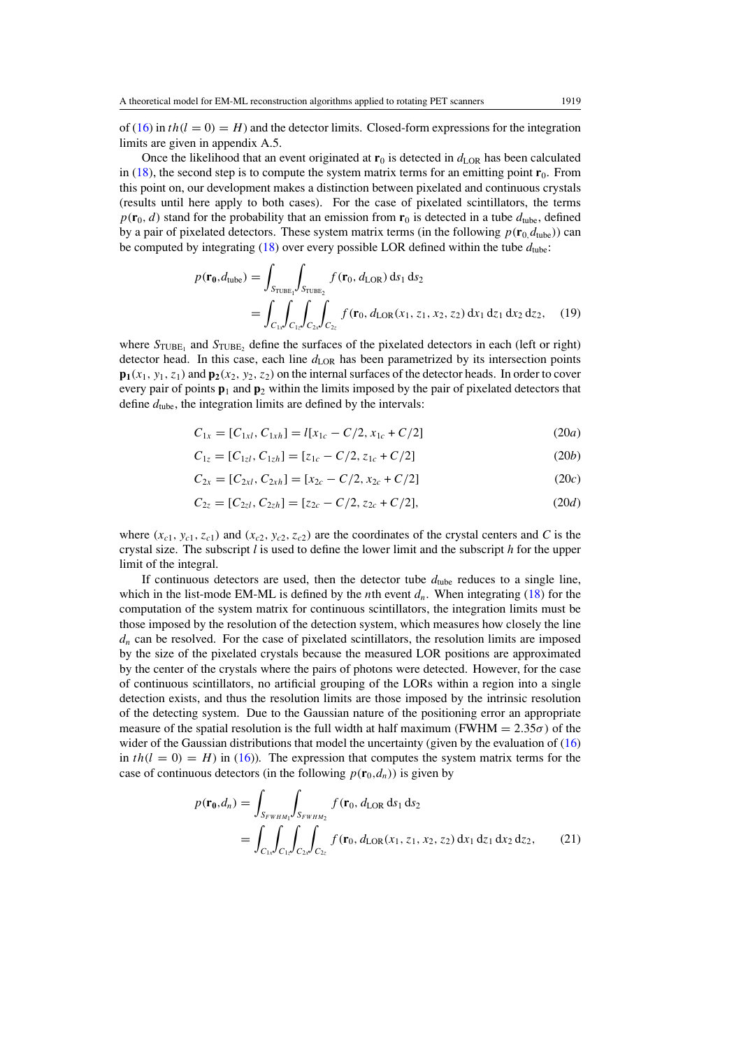of (16) in $th(l = 0) = H$) and the detector limits. Closed-form expressions for the integration limits are given in appendix A.5.

Once the likelihood that an event originated at $\mathbf{r}_0$ is detected in $d_{\mathrm{LOR}}$ has been calculated in (18), the second step is to compute the system matrix terms for an emitting point $\mathbf{r}_0$. From this point on, our development makes a distinction between pixelated and continuous crystals (results until here apply to both cases). For the case of pixelated scintillators, the terms $p(\mathbf{r}_0, d)$ stand for the probability that an emission from $\mathbf{r}_0$ is detected in a tube $d_{\mathrm{tube}}$, defined by a pair of pixelated detectors. These system matrix terms (in the following $p(\mathbf{r}_{0,} d_{\mathrm{tube}})$) can be computed by integrating (18) over every possible LOR defined within the tube $d_{\mathrm{tube}}$:

$$
\begin{aligned}
p(\mathbf{r_0}, d_{\mathrm{tube}}) &= \int_{S_{\mathrm{TUBE}_1}} \int_{S_{\mathrm{TUBE}_2}} f(\mathbf{r}_0, d_{\mathrm{LOR}})\, \mathrm{d}s_1\, \mathrm{d}s_2 \\
&= \int_{C_{1x}} \int_{C_{1z}} \int_{C_{2x}} \int_{C_{2z}} f(\mathbf{r}_0, d_{\mathrm{LOR}}(x_1, z_1, x_2, z_2))\, \mathrm{d}x_1\, \mathrm{d}z_1\, \mathrm{d}x_2\, \mathrm{d}z_2, \qquad (19)
\end{aligned}
$$

where $S_{\mathrm{TUBE}_1}$ and $S_{\mathrm{TUBE}_2}$ define the surfaces of the pixelated detectors in each (left or right) detector head. In this case, each line $d_{\mathrm{LOR}}$ has been parametrized by its intersection points $\mathbf{p_1}(x_1, y_1, z_1)$ and $\mathbf{p_2}(x_2, y_2, z_2)$ on the internal surfaces of the detector heads. In order to cover every pair of points $\mathbf{p}_1$ and $\mathbf{p}_2$ within the limits imposed by the pair of pixelated detectors that define $d_{\mathrm{tube}}$, the integration limits are defined by the intervals:

$$C_{1x} = [C_{1xl}, C_{1xh}] = l[x_{1c} - C/2, x_{1c} + C/2] \qquad (20a)$$

$$C_{1z} = [C_{1zl}, C_{1zh}] = [z_{1c} - C/2, z_{1c} + C/2] \qquad (20b)$$

$$C_{2x} = [C_{2xl}, C_{2xh}] = [x_{2c} - C/2, x_{2c} + C/2] \qquad (20c)$$

$$C_{2z} = [C_{2zl}, C_{2zh}] = [z_{2c} - C/2, z_{2c} + C/2], \qquad (20d)$$

where $(x_{c1}, y_{c1}, z_{c1})$ and $(x_{c2}, y_{c2}, z_{c2})$ are the coordinates of the crystal centers and $C$ is the crystal size. The subscript $l$ is used to define the lower limit and the subscript $h$ for the upper limit of the integral.

If continuous detectors are used, then the detector tube $d_{\mathrm{tube}}$ reduces to a single line, which in the list-mode EM-ML is defined by the $n$th event $d_n$. When integrating (18) for the computation of the system matrix for continuous scintillators, the integration limits must be those imposed by the resolution of the detection system, which measures how closely the line $d_n$ can be resolved. For the case of pixelated scintillators, the resolution limits are imposed by the size of the pixelated crystals because the measured LOR positions are approximated by the center of the crystals where the pairs of photons were detected. However, for the case of continuous scintillators, no artificial grouping of the LORs within a region into a single detection exists, and thus the resolution limits are those imposed by the intrinsic resolution of the detecting system. Due to the Gaussian nature of the positioning error an appropriate measure of the spatial resolution is the full width at half maximum (FWHM $= 2.35\sigma$) of the wider of the Gaussian distributions that model the uncertainty (given by the evaluation of (16) in $th(l = 0) = H$) in (16)). The expression that computes the system matrix terms for the case of continuous detectors (in the following $p(\mathbf{r}_0, d_n)$) is given by

$$
\begin{aligned}
p(\mathbf{r_0}, d_n) &= \int_{S_{FWHM_1}} \int_{S_{FWHM_2}} f(\mathbf{r}_0, d_{\mathrm{LOR}}\, \mathrm{d}s_1\, \mathrm{d}s_2 \\
&= \int_{C_{1x}} \int_{C_{1z}} \int_{C_{2x}} \int_{C_{2z}} f(\mathbf{r}_0, d_{\mathrm{LOR}}(x_1, z_1, x_2, z_2))\, \mathrm{d}x_1\, \mathrm{d}z_1\, \mathrm{d}x_2\, \mathrm{d}z_2, \qquad (21)
\end{aligned}
$$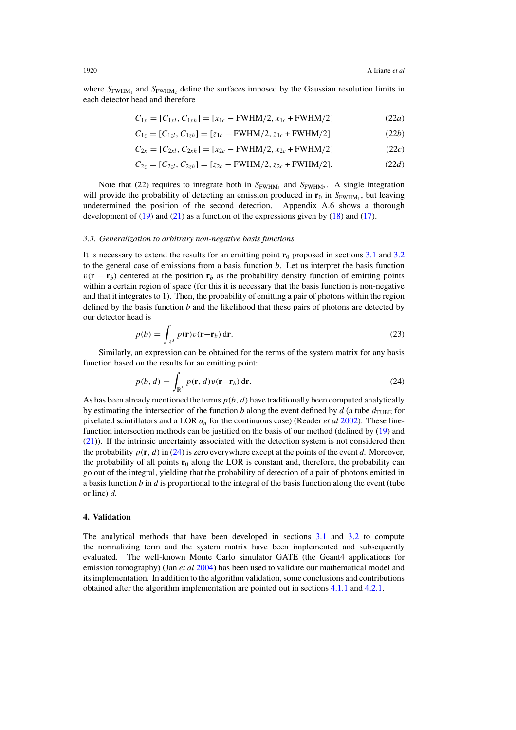where $S_{\text{FWHM}_1}$ and $S_{\text{FWHM}_2}$ define the surfaces imposed by the Gaussian resolution limits in each detector head and therefore

$$C_{1x} = [C_{1xl}, C_{1xh}] = [x_{1c} - \text{FWHM}/2, x_{1c} + \text{FWHM}/2] \tag{22a}$$

$$C_{1z} = [C_{1zl}, C_{1zh}] = [z_{1c} - \text{FWHM}/2, z_{1c} + \text{FWHM}/2] \tag{22b}$$

$$C_{2x} = [C_{2xl}, C_{2xh}] = [x_{2c} - \text{FWHM}/2, x_{2c} + \text{FWHM}/2] \tag{22c}$$

$$C_{2z} = [C_{2zl}, C_{2zh}] = [z_{2c} - \text{FWHM}/2, z_{2c} + \text{FWHM}/2]. \tag{22d}$$

Note that (22) requires to integrate both in $S_{\text{FWHM}_1}$ and $S_{\text{FWHM}_2}$. A single integration will provide the probability of detecting an emission produced in $\mathbf{r}_0$ in $S_{\text{FWHM}_1}$, but leaving undetermined the position of the second detection. Appendix A.6 shows a thorough development of (19) and (21) as a function of the expressions given by (18) and (17).

### *3.3. Generalization to arbitrary non-negative basis functions*

It is necessary to extend the results for an emitting point $\mathbf{r}_0$ proposed in sections 3.1 and 3.2 to the general case of emissions from a basis function $b$. Let us interpret the basis function $v(\mathbf{r} - \mathbf{r}_b)$ centered at the position $\mathbf{r}_b$ as the probability density function of emitting points within a certain region of space (for this it is necessary that the basis function is non-negative and that it integrates to 1). Then, the probability of emitting a pair of photons within the region defined by the basis function $b$ and the likelihood that these pairs of photons are detected by our detector head is

$$p(b) = \int_{\mathbb{R}^3} p(\mathbf{r}) v(\mathbf{r} - \mathbf{r}_b)\, \mathrm{d}\mathbf{r}. \tag{23}$$

Similarly, an expression can be obtained for the terms of the system matrix for any basis function based on the results for an emitting point:

$$p(b, d) = \int_{\mathbb{R}^3} p(\mathbf{r}, d) v(\mathbf{r} - \mathbf{r}_b)\, \mathrm{d}\mathbf{r}. \tag{24}$$

As has been already mentioned the terms $p(b, d)$ have traditionally been computed analytically by estimating the intersection of the function $b$ along the event defined by $d$ (a tube $d_{\text{TUBE}}$ for pixelated scintillators and a LOR $d_n$ for the continuous case) (Reader *et al* 2002). These line-function intersection methods can be justified on the basis of our method (defined by (19) and (21)). If the intrinsic uncertainty associated with the detection system is not considered then the probability $p(\mathbf{r}, d)$ in (24) is zero everywhere except at the points of the event $d$. Moreover, the probability of all points $\mathbf{r}_0$ along the LOR is constant and, therefore, the probability can go out of the integral, yielding that the probability of detection of a pair of photons emitted in a basis function $b$ in $d$ is proportional to the integral of the basis function along the event (tube or line) $d$.

## 4. Validation

The analytical methods that have been developed in sections 3.1 and 3.2 to compute the normalizing term and the system matrix have been implemented and subsequently evaluated. The well-known Monte Carlo simulator GATE (the Geant4 applications for emission tomography) (Jan *et al* 2004) has been used to validate our mathematical model and its implementation. In addition to the algorithm validation, some conclusions and contributions obtained after the algorithm implementation are pointed out in sections 4.1.1 and 4.2.1.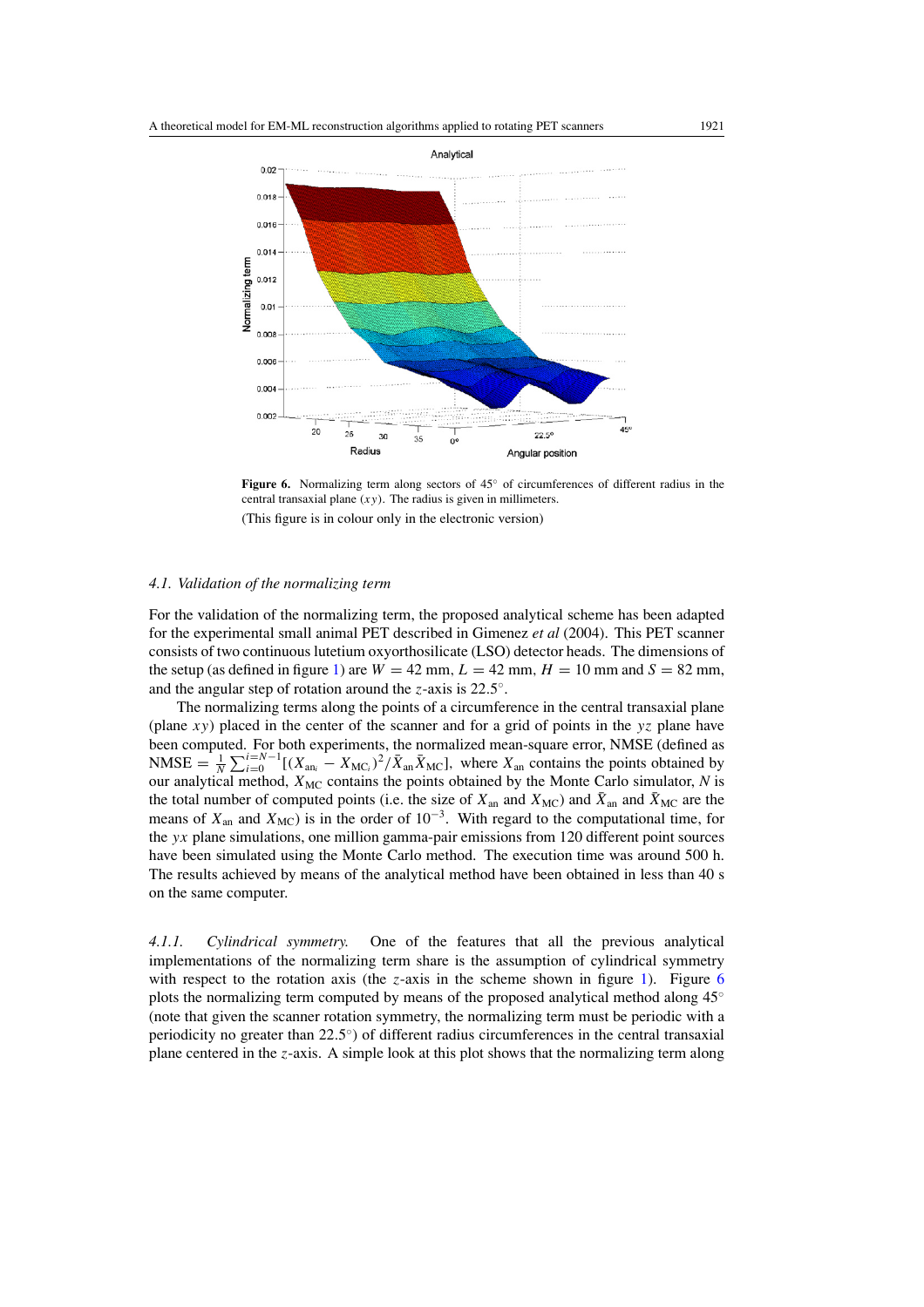**Figure 6.** Normalizing term along sectors of 45° of circumferences of different radius in the central transaxial plane ($xy$). The radius is given in millimeters.

(This figure is in colour only in the electronic version)

### 4.1. Validation of the normalizing term

For the validation of the normalizing term, the proposed analytical scheme has been adapted for the experimental small animal PET described in Gimenez *et al* (2004). This PET scanner consists of two continuous lutetium oxyorthosilicate (LSO) detector heads. The dimensions of the setup (as defined in figure 1) are $W = 42$ mm, $L = 42$ mm, $H = 10$ mm and $S = 82$ mm, and the angular step of rotation around the $z$-axis is 22.5°.

The normalizing terms along the points of a circumference in the central transaxial plane (plane $xy$) placed in the center of the scanner and for a grid of points in the $yz$ plane have been computed. For both experiments, the normalized mean-square error, NMSE (defined as $\mathrm{NMSE} = \frac{1}{N}\sum_{i=0}^{i=N-1}[(X_{\mathrm{an}_i} - X_{\mathrm{MC}_i})^2/\bar{X}_{\mathrm{an}}\bar{X}_{\mathrm{MC}}]$, where $X_{\mathrm{an}}$ contains the points obtained by our analytical method, $X_{\mathrm{MC}}$ contains the points obtained by the Monte Carlo simulator, $N$ is the total number of computed points (i.e. the size of $X_{\mathrm{an}}$ and $X_{\mathrm{MC}}$) and $\bar{X}_{\mathrm{an}}$ and $\bar{X}_{\mathrm{MC}}$ are the means of $X_{\mathrm{an}}$ and $X_{\mathrm{MC}}$) is in the order of $10^{-3}$. With regard to the computational time, for the $yx$ plane simulations, one million gamma-pair emissions from 120 different point sources have been simulated using the Monte Carlo method. The execution time was around 500 h. The results achieved by means of the analytical method have been obtained in less than 40 s on the same computer.

#### 4.1.1. Cylindrical symmetry.

One of the features that all the previous analytical implementations of the normalizing term share is the assumption of cylindrical symmetry with respect to the rotation axis (the $z$-axis in the scheme shown in figure 1). Figure 6 plots the normalizing term computed by means of the proposed analytical method along 45° (note that given the scanner rotation symmetry, the normalizing term must be periodic with a periodicity no greater than 22.5°) of different radius circumferences in the central transaxial plane centered in the $z$-axis. A simple look at this plot shows that the normalizing term along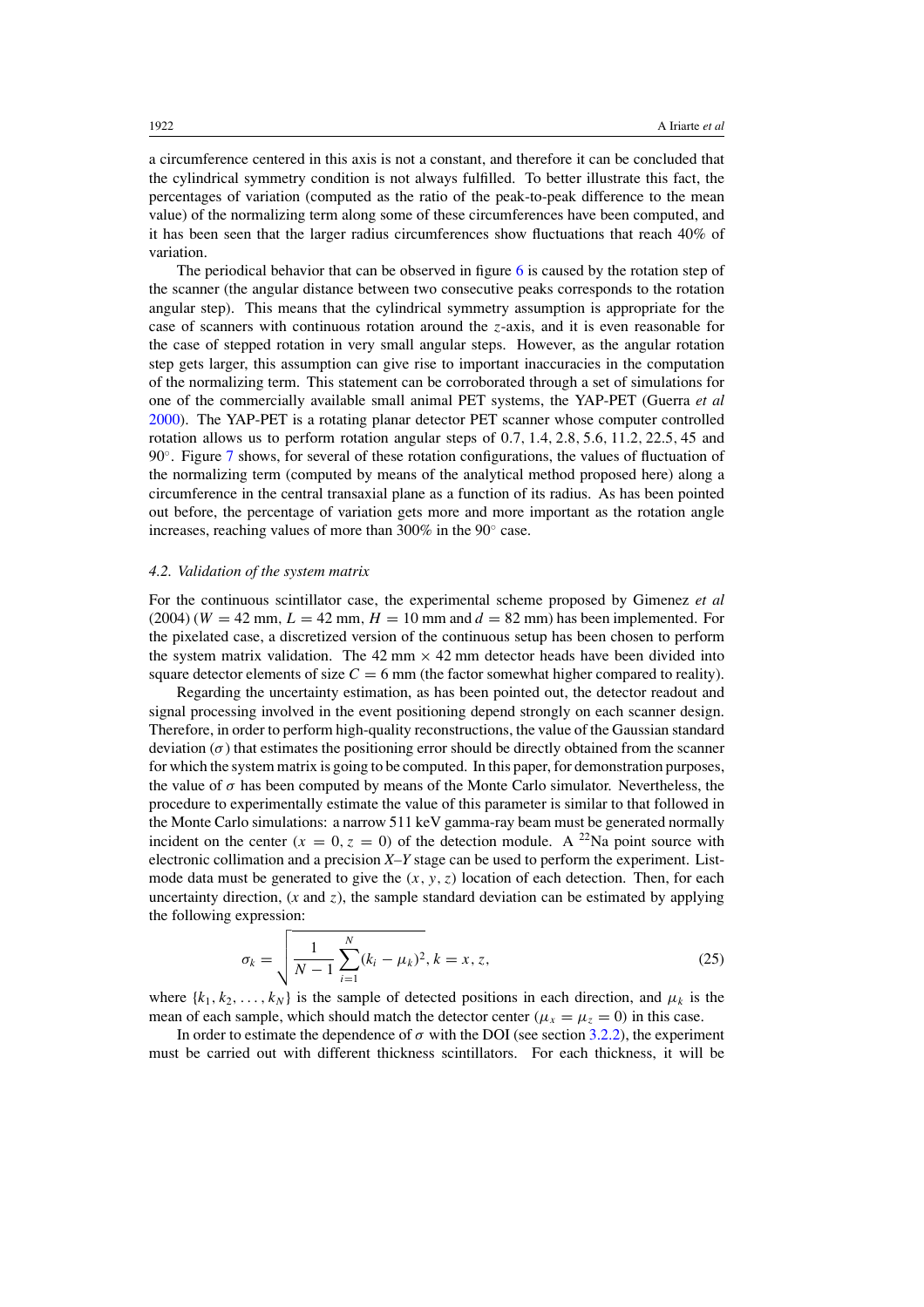a circumference centered in this axis is not a constant, and therefore it can be concluded that the cylindrical symmetry condition is not always fulfilled. To better illustrate this fact, the percentages of variation (computed as the ratio of the peak-to-peak difference to the mean value) of the normalizing term along some of these circumferences have been computed, and it has been seen that the larger radius circumferences show fluctuations that reach 40% of variation.

The periodical behavior that can be observed in figure 6 is caused by the rotation step of the scanner (the angular distance between two consecutive peaks corresponds to the rotation angular step). This means that the cylindrical symmetry assumption is appropriate for the case of scanners with continuous rotation around the $z$-axis, and it is even reasonable for the case of stepped rotation in very small angular steps. However, as the angular rotation step gets larger, this assumption can give rise to important inaccuracies in the computation of the normalizing term. This statement can be corroborated through a set of simulations for one of the commercially available small animal PET systems, the YAP-PET (Guerra *et al* 2000). The YAP-PET is a rotating planar detector PET scanner whose computer controlled rotation allows us to perform rotation angular steps of 0.7, 1.4, 2.8, 5.6, 11.2, 22.5, 45 and 90°. Figure 7 shows, for several of these rotation configurations, the values of fluctuation of the normalizing term (computed by means of the analytical method proposed here) along a circumference in the central transaxial plane as a function of its radius. As has been pointed out before, the percentage of variation gets more and more important as the rotation angle increases, reaching values of more than 300% in the 90° case.

### *4.2. Validation of the system matrix*

For the continuous scintillator case, the experimental scheme proposed by Gimenez *et al* (2004) ($W = 42$ mm, $L = 42$ mm, $H = 10$ mm and $d = 82$ mm) has been implemented. For the pixelated case, a discretized version of the continuous setup has been chosen to perform the system matrix validation. The 42 mm × 42 mm detector heads have been divided into square detector elements of size $C = 6$ mm (the factor somewhat higher compared to reality).

Regarding the uncertainty estimation, as has been pointed out, the detector readout and signal processing involved in the event positioning depend strongly on each scanner design. Therefore, in order to perform high-quality reconstructions, the value of the Gaussian standard deviation ($\sigma$) that estimates the positioning error should be directly obtained from the scanner for which the system matrix is going to be computed. In this paper, for demonstration purposes, the value of $\sigma$ has been computed by means of the Monte Carlo simulator. Nevertheless, the procedure to experimentally estimate the value of this parameter is similar to that followed in the Monte Carlo simulations: a narrow 511 keV gamma-ray beam must be generated normally incident on the center ($x = 0, z = 0$) of the detection module. A $^{22}$Na point source with electronic collimation and a precision $X$–$Y$ stage can be used to perform the experiment. List-mode data must be generated to give the $(x, y, z)$ location of each detection. Then, for each uncertainty direction, ($x$ and $z$), the sample standard deviation can be estimated by applying the following expression:

$$\sigma_k = \sqrt{\frac{1}{N-1}\sum_{i=1}^{N}(k_i - \mu_k)^2}, k = x, z, \tag{25}$$

where $\{k_1, k_2, \ldots, k_N\}$ is the sample of detected positions in each direction, and $\mu_k$ is the mean of each sample, which should match the detector center ($\mu_x = \mu_z = 0$) in this case.

In order to estimate the dependence of $\sigma$ with the DOI (see section 3.2.2), the experiment must be carried out with different thickness scintillators. For each thickness, it will be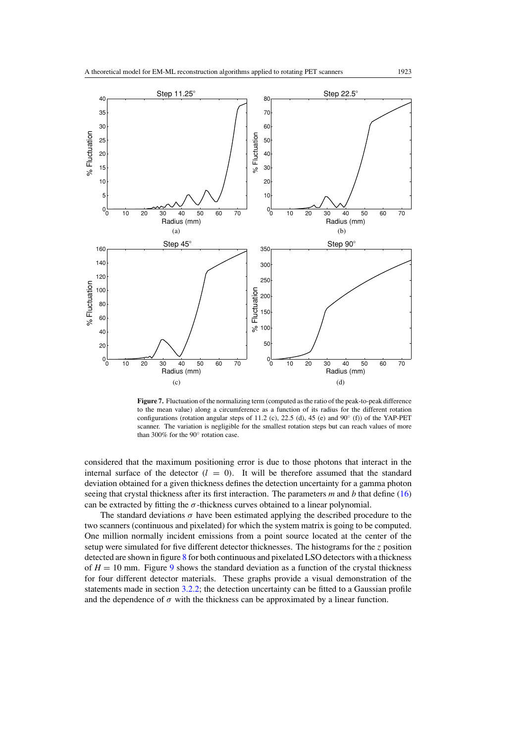**Figure 7.** Fluctuation of the normalizing term (computed as the ratio of the peak-to-peak difference to the mean value) along a circumference as a function of its radius for the different rotation configurations (rotation angular steps of 11.2 (c), 22.5 (d), 45 (e) and 90° (f)) of the YAP-PET scanner. The variation is negligible for the smallest rotation steps but can reach values of more than 300% for the 90° rotation case.

considered that the maximum positioning error is due to those photons that interact in the internal surface of the detector ($l = 0$). It will be therefore assumed that the standard deviation obtained for a given thickness defines the detection uncertainty for a gamma photon seeing that crystal thickness after its first interaction. The parameters $m$ and $b$ that define (16) can be extracted by fitting the $\sigma$-thickness curves obtained to a linear polynomial.

The standard deviations $\sigma$ have been estimated applying the described procedure to the two scanners (continuous and pixelated) for which the system matrix is going to be computed. One million normally incident emissions from a point source located at the center of the setup were simulated for five different detector thicknesses. The histograms for the $z$ position detected are shown in figure 8 for both continuous and pixelated LSO detectors with a thickness of $H = 10$ mm. Figure 9 shows the standard deviation as a function of the crystal thickness for four different detector materials. These graphs provide a visual demonstration of the statements made in section 3.2.2; the detection uncertainty can be fitted to a Gaussian profile and the dependence of $\sigma$ with the thickness can be approximated by a linear function.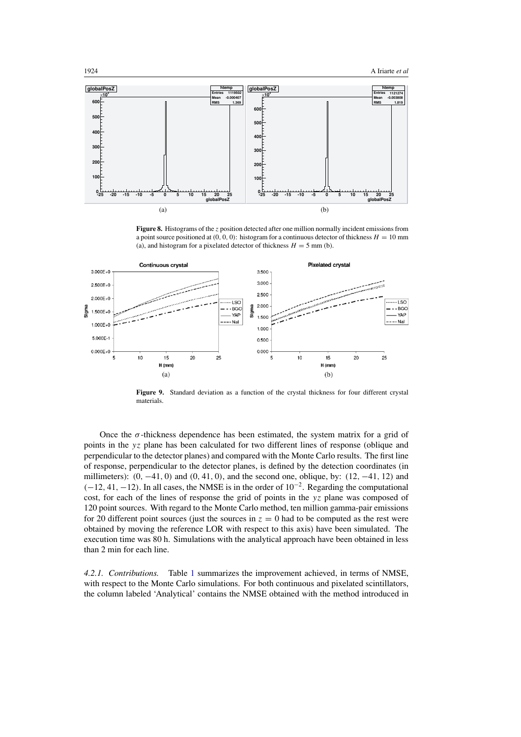**Figure 8.** Histograms of the $z$ position detected after one million normally incident emissions from a point source positioned at (0, 0, 0): histogram for a continuous detector of thickness $H = 10$ mm (a), and histogram for a pixelated detector of thickness $H = 5$ mm (b).

**Figure 9.** Standard deviation as a function of the crystal thickness for four different crystal materials.

Once the $\sigma$-thickness dependence has been estimated, the system matrix for a grid of points in the $yz$ plane has been calculated for two different lines of response (oblique and perpendicular to the detector planes) and compared with the Monte Carlo results. The first line of response, perpendicular to the detector planes, is defined by the detection coordinates (in millimeters): $(0, -41, 0)$ and $(0, 41, 0)$, and the second one, oblique, by: $(12, -41, 12)$ and $(-12, 41, -12)$. In all cases, the NMSE is in the order of $10^{-2}$. Regarding the computational cost, for each of the lines of response the grid of points in the $yz$ plane was composed of 120 point sources. With regard to the Monte Carlo method, ten million gamma-pair emissions for 20 different point sources (just the sources in $z = 0$ had to be computed as the rest were obtained by moving the reference LOR with respect to this axis) have been simulated. The execution time was 80 h. Simulations with the analytical approach have been obtained in less than 2 min for each line.

*4.2.1. Contributions.* Table 1 summarizes the improvement achieved, in terms of NMSE, with respect to the Monte Carlo simulations. For both continuous and pixelated scintillators, the column labeled 'Analytical' contains the NMSE obtained with the method introduced in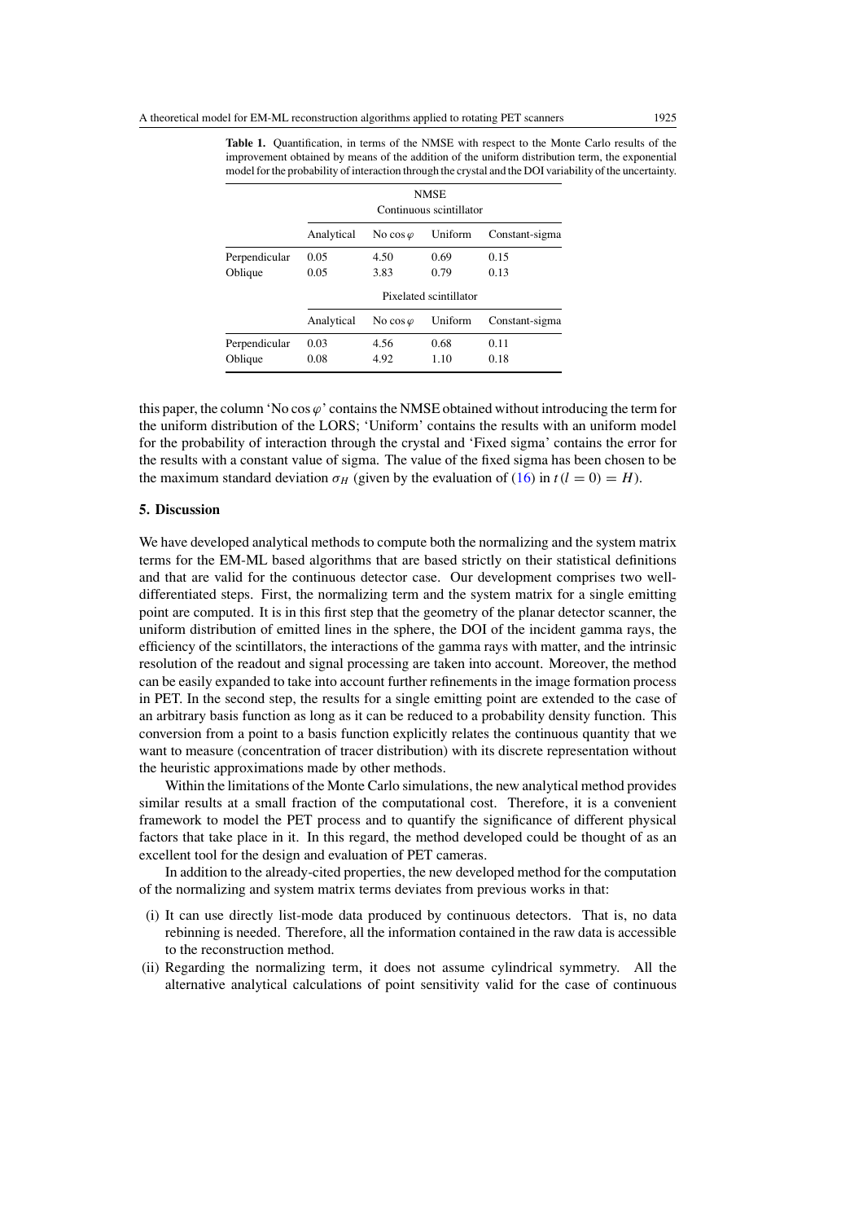**Table 1.** Quantification, in terms of the NMSE with respect to the Monte Carlo results of the improvement obtained by means of the addition of the uniform distribution term, the exponential model for the probability of interaction through the crystal and the DOI variability of the uncertainty.

| | NMSE | | | |
|---|---|---|---|---|
| | Continuous scintillator | | | |
| | Analytical | No $\cos\varphi$ | Uniform | Constant-sigma |
| Perpendicular | 0.05 | 4.50 | 0.69 | 0.15 |
| Oblique | 0.05 | 3.83 | 0.79 | 0.13 |
| | Pixelated scintillator | | | |
| | Analytical | No $\cos\varphi$ | Uniform | Constant-sigma |
| Perpendicular | 0.03 | 4.56 | 0.68 | 0.11 |
| Oblique | 0.08 | 4.92 | 1.10 | 0.18 |

this paper, the column 'No $\cos\varphi$' contains the NMSE obtained without introducing the term for the uniform distribution of the LORS; 'Uniform' contains the results with an uniform model for the probability of interaction through the crystal and 'Fixed sigma' contains the error for the results with a constant value of sigma. The value of the fixed sigma has been chosen to be the maximum standard deviation $\sigma_H$ (given by the evaluation of (16) in $t(l = 0) = H$).

## 5. Discussion

We have developed analytical methods to compute both the normalizing and the system matrix terms for the EM-ML based algorithms that are based strictly on their statistical definitions and that are valid for the continuous detector case. Our development comprises two well-differentiated steps. First, the normalizing term and the system matrix for a single emitting point are computed. It is in this first step that the geometry of the planar detector scanner, the uniform distribution of emitted lines in the sphere, the DOI of the incident gamma rays, the efficiency of the scintillators, the interactions of the gamma rays with matter, and the intrinsic resolution of the readout and signal processing are taken into account. Moreover, the method can be easily expanded to take into account further refinements in the image formation process in PET. In the second step, the results for a single emitting point are extended to the case of an arbitrary basis function as long as it can be reduced to a probability density function. This conversion from a point to a basis function explicitly relates the continuous quantity that we want to measure (concentration of tracer distribution) with its discrete representation without the heuristic approximations made by other methods.

Within the limitations of the Monte Carlo simulations, the new analytical method provides similar results at a small fraction of the computational cost. Therefore, it is a convenient framework to model the PET process and to quantify the significance of different physical factors that take place in it. In this regard, the method developed could be thought of as an excellent tool for the design and evaluation of PET cameras.

In addition to the already-cited properties, the new developed method for the computation of the normalizing and system matrix terms deviates from previous works in that:

- (i) It can use directly list-mode data produced by continuous detectors. That is, no data rebinning is needed. Therefore, all the information contained in the raw data is accessible to the reconstruction method.
- (ii) Regarding the normalizing term, it does not assume cylindrical symmetry. All the alternative analytical calculations of point sensitivity valid for the case of continuous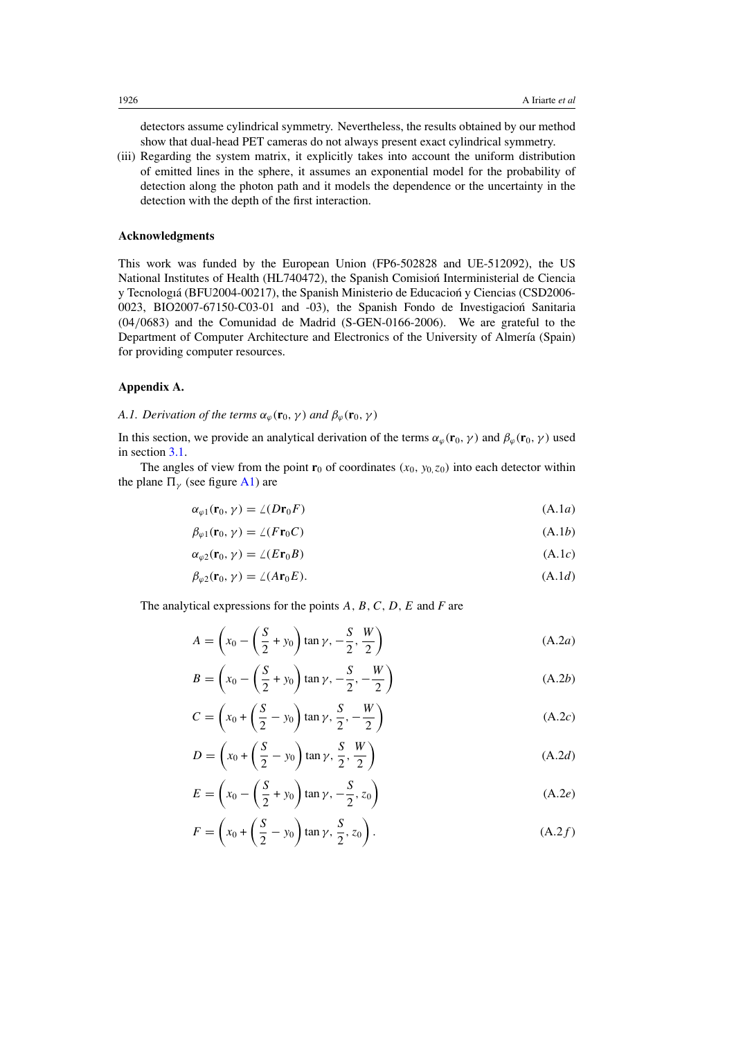detectors assume cylindrical symmetry. Nevertheless, the results obtained by our method show that dual-head PET cameras do not always present exact cylindrical symmetry.

(iii) Regarding the system matrix, it explicitly takes into account the uniform distribution of emitted lines in the sphere, it assumes an exponential model for the probability of detection along the photon path and it models the dependence or the uncertainty in the detection with the depth of the first interaction.

## Acknowledgments

This work was funded by the European Union (FP6-502828 and UE-512092), the US National Institutes of Health (HL740472), the Spanish Comisioń Interministerial de Ciencia y Tecnologiá (BFU2004-00217), the Spanish Ministerio de Educacioń y Ciencias (CSD2006-0023, BIO2007-67150-C03-01 and -03), the Spanish Fondo de Investigacioń Sanitaria (04/0683) and the Comunidad de Madrid (S-GEN-0166-2006). We are grateful to the Department of Computer Architecture and Electronics of the University of Almería (Spain) for providing computer resources.

## Appendix A.

### *A.1. Derivation of the terms $\alpha_\varphi(\mathbf{r}_0, \gamma)$ and $\beta_\varphi(\mathbf{r}_0, \gamma)$*

In this section, we provide an analytical derivation of the terms $\alpha_\varphi(\mathbf{r}_0, \gamma)$ and $\beta_\varphi(\mathbf{r}_0, \gamma)$ used in section 3.1.

The angles of view from the point $\mathbf{r}_0$ of coordinates $(x_0, y_0, z_0)$ into each detector within the plane $\Pi_\gamma$ (see figure A1) are

$$\alpha_{\varphi 1}(\mathbf{r}_0, \gamma) = \angle(D\mathbf{r}_0 F) \tag{A.1a}$$

$$\beta_{\varphi 1}(\mathbf{r}_0, \gamma) = \angle(F\mathbf{r}_0 C) \tag{A.1b}$$

$$\alpha_{\varphi 2}(\mathbf{r}_0, \gamma) = \angle(E\mathbf{r}_0 B) \tag{A.1c}$$

$$\beta_{\varphi 2}(\mathbf{r}_0, \gamma) = \angle(A\mathbf{r}_0 E). \tag{A.1d}$$

The analytical expressions for the points $A$, $B$, $C$, $D$, $E$ and $F$ are

$$A = \left(x_0 - \left(\frac{S}{2} + y_0\right)\tan\gamma, -\frac{S}{2}, \frac{W}{2}\right) \tag{A.2a}$$

$$B = \left(x_0 - \left(\frac{S}{2} + y_0\right)\tan\gamma, -\frac{S}{2}, -\frac{W}{2}\right) \tag{A.2b}$$

$$C = \left(x_0 + \left(\frac{S}{2} - y_0\right)\tan\gamma, \frac{S}{2}, -\frac{W}{2}\right) \tag{A.2c}$$

$$D = \left(x_0 + \left(\frac{S}{2} - y_0\right)\tan\gamma, \frac{S}{2}, \frac{W}{2}\right) \tag{A.2d}$$

$$E = \left(x_0 - \left(\frac{S}{2} + y_0\right)\tan\gamma, -\frac{S}{2}, z_0\right) \tag{A.2e}$$

$$F = \left(x_0 + \left(\frac{S}{2} - y_0\right)\tan\gamma, \frac{S}{2}, z_0\right). \tag{A.2f}$$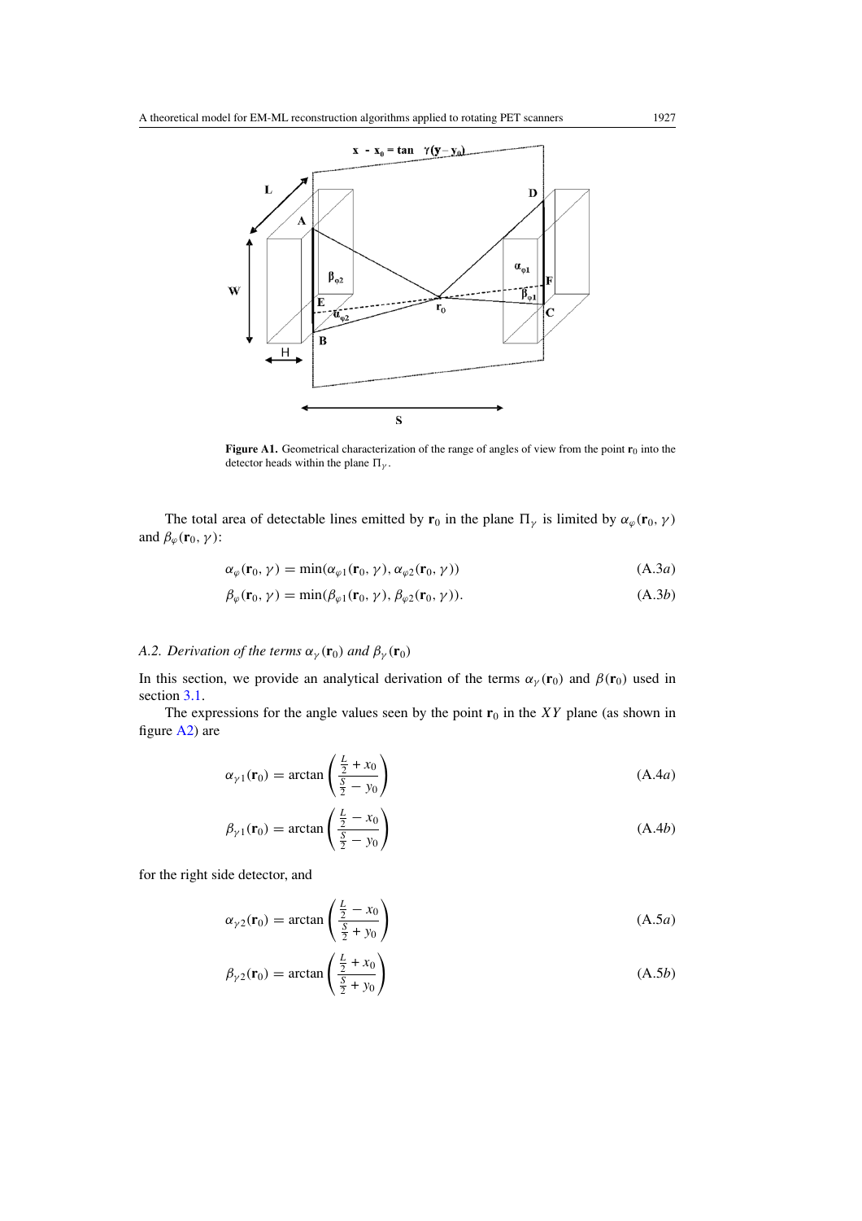**Figure A1.** Geometrical characterization of the range of angles of view from the point $\mathbf{r}_0$ into the detector heads within the plane $\Pi_\gamma$.

The total area of detectable lines emitted by $\mathbf{r}_0$ in the plane $\Pi_\gamma$ is limited by $\alpha_\varphi(\mathbf{r}_0, \gamma)$ and $\beta_\varphi(\mathbf{r}_0, \gamma)$:

$$\alpha_\varphi(\mathbf{r}_0, \gamma) = \min(\alpha_{\varphi 1}(\mathbf{r}_0, \gamma), \alpha_{\varphi 2}(\mathbf{r}_0, \gamma)) \tag{A.3a}$$

$$\beta_\varphi(\mathbf{r}_0, \gamma) = \min(\beta_{\varphi 1}(\mathbf{r}_0, \gamma), \beta_{\varphi 2}(\mathbf{r}_0, \gamma)). \tag{A.3b}$$

### A.2. Derivation of the terms $\alpha_\gamma(\mathbf{r}_0)$ and $\beta_\gamma(\mathbf{r}_0)$

In this section, we provide an analytical derivation of the terms $\alpha_\gamma(\mathbf{r}_0)$ and $\beta(\mathbf{r}_0)$ used in section 3.1.

The expressions for the angle values seen by the point $\mathbf{r}_0$ in the $XY$ plane (as shown in figure A2) are

$$\alpha_{\gamma 1}(\mathbf{r}_0) = \arctan\left(\frac{\frac{L}{2} + x_0}{\frac{S}{2} - y_0}\right) \tag{A.4a}$$

$$\beta_{\gamma 1}(\mathbf{r}_0) = \arctan\left(\frac{\frac{L}{2} - x_0}{\frac{S}{2} - y_0}\right) \tag{A.4b}$$

for the right side detector, and

$$\alpha_{\gamma 2}(\mathbf{r}_0) = \arctan\left(\frac{\frac{L}{2} - x_0}{\frac{S}{2} + y_0}\right) \tag{A.5a}$$

$$\beta_{\gamma 2}(\mathbf{r}_0) = \arctan\left(\frac{\frac{L}{2} + x_0}{\frac{S}{2} + y_0}\right) \tag{A.5b}$$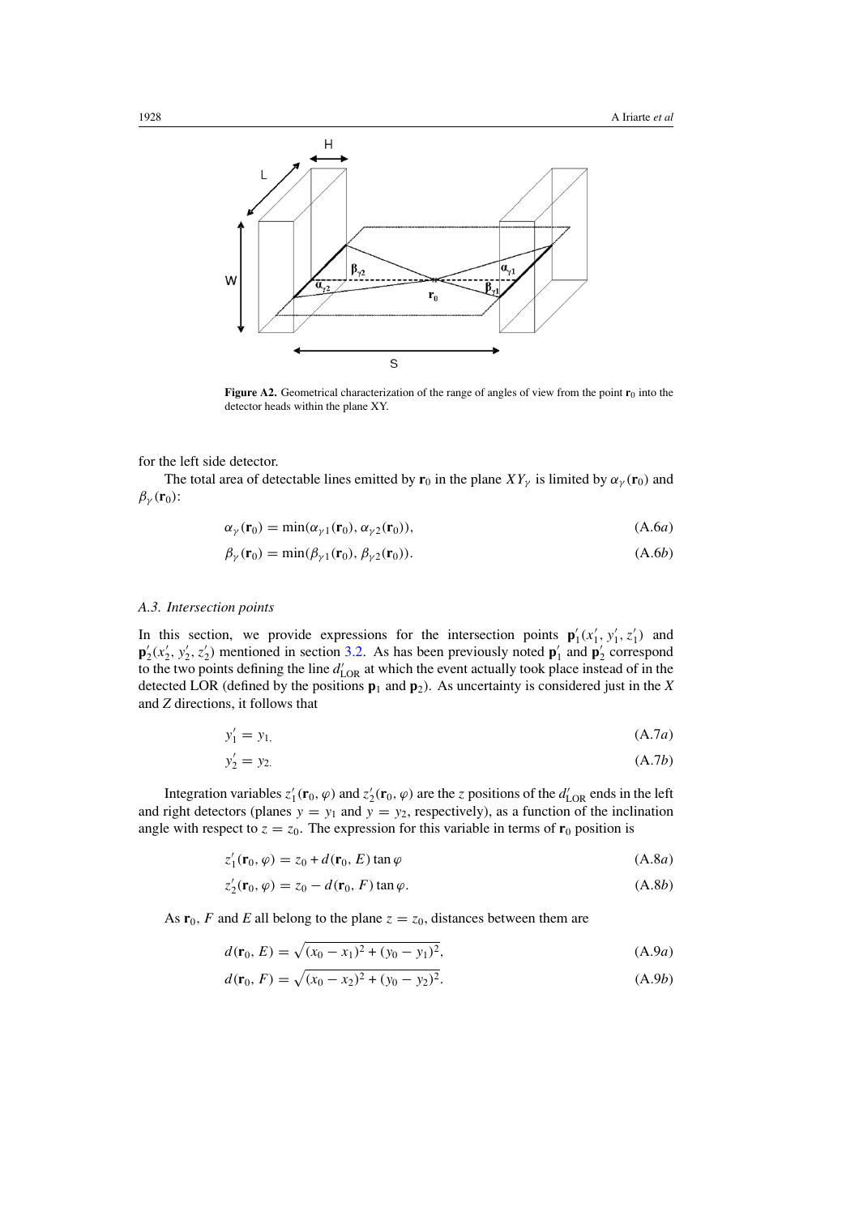**Figure A2.** Geometrical characterization of the range of angles of view from the point $\mathbf{r}_0$ into the detector heads within the plane XY.

for the left side detector.

The total area of detectable lines emitted by $\mathbf{r}_0$ in the plane $XY_\gamma$ is limited by $\alpha_\gamma(\mathbf{r}_0)$ and $\beta_\gamma(\mathbf{r}_0)$:

$$\alpha_\gamma(\mathbf{r}_0) = \min(\alpha_{\gamma 1}(\mathbf{r}_0), \alpha_{\gamma 2}(\mathbf{r}_0)), \tag{A.6a}$$

$$\beta_\gamma(\mathbf{r}_0) = \min(\beta_{\gamma 1}(\mathbf{r}_0), \beta_{\gamma 2}(\mathbf{r}_0)). \tag{A.6b}$$

### A.3. Intersection points

In this section, we provide expressions for the intersection points $\mathbf{p}_1'(x_1', y_1', z_1')$ and $\mathbf{p}_2'(x_2', y_2', z_2')$ mentioned in section 3.2. As has been previously noted $\mathbf{p}_1'$ and $\mathbf{p}_2'$ correspond to the two points defining the line $d'_{\text{LOR}}$ at which the event actually took place instead of in the detected LOR (defined by the positions $\mathbf{p}_1$ and $\mathbf{p}_2$). As uncertainty is considered just in the $X$ and $Z$ directions, it follows that

$$y_1' = y_1, \tag{A.7a}$$

$$y_2' = y_2. \tag{A.7b}$$

Integration variables $z_1'(\mathbf{r}_0, \varphi)$ and $z_2'(\mathbf{r}_0, \varphi)$ are the $z$ positions of the $d'_{\text{LOR}}$ ends in the left and right detectors (planes $y = y_1$ and $y = y_2$, respectively), as a function of the inclination angle with respect to $z = z_0$. The expression for this variable in terms of $\mathbf{r}_0$ position is

$$z_1'(\mathbf{r}_0, \varphi) = z_0 + d(\mathbf{r}_0, E) \tan \varphi \tag{A.8a}$$

$$z_2'(\mathbf{r}_0, \varphi) = z_0 - d(\mathbf{r}_0, F) \tan \varphi. \tag{A.8b}$$

As $\mathbf{r}_0$, $F$ and $E$ all belong to the plane $z = z_0$, distances between them are

$$d(\mathbf{r}_0, E) = \sqrt{(x_0 - x_1)^2 + (y_0 - y_1)^2}, \tag{A.9a}$$

$$d(\mathbf{r}_0, F) = \sqrt{(x_0 - x_2)^2 + (y_0 - y_2)^2}. \tag{A.9b}$$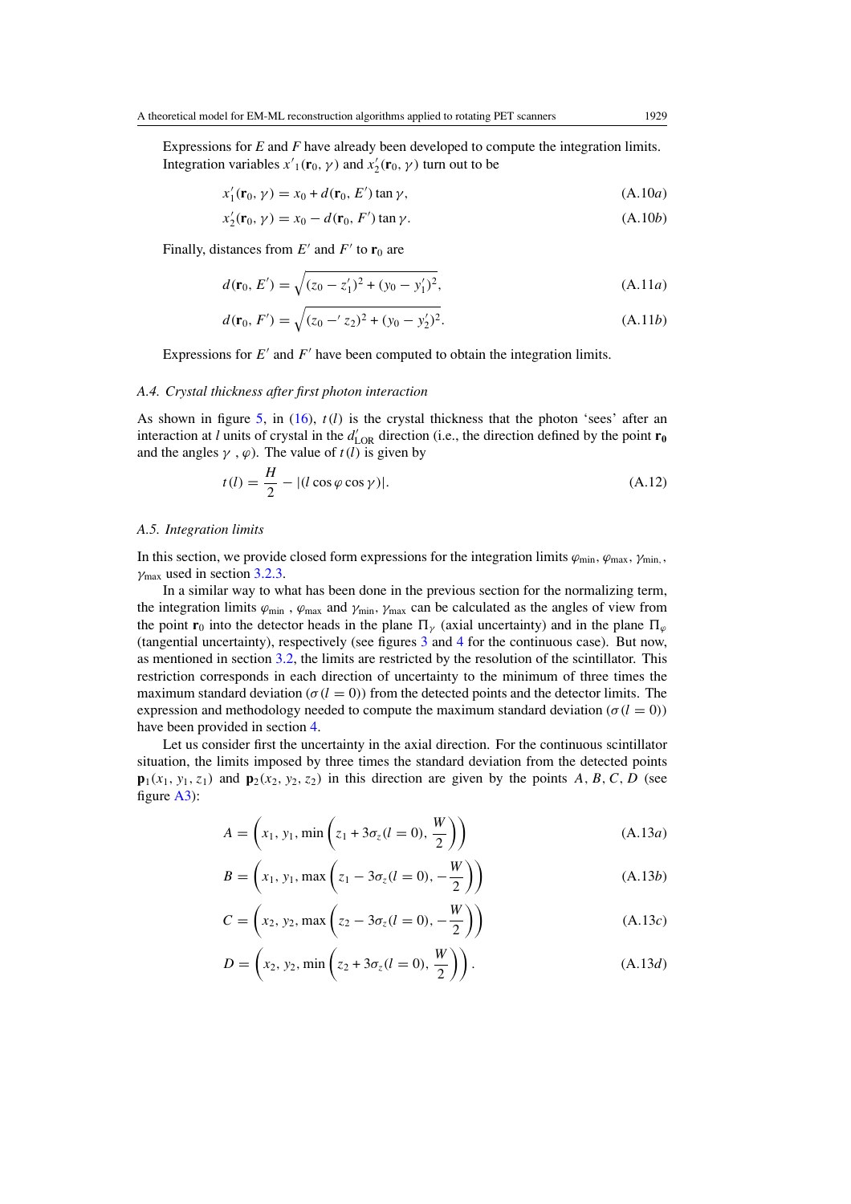Expressions for $E$ and $F$ have already been developed to compute the integration limits. Integration variables $x'_1(\mathbf{r}_0, \gamma)$ and $x'_2(\mathbf{r}_0, \gamma)$ turn out to be

$$x'_1(\mathbf{r}_0, \gamma) = x_0 + d(\mathbf{r}_0, E')\tan\gamma, \tag{A.10a}$$

$$x'_2(\mathbf{r}_0, \gamma) = x_0 - d(\mathbf{r}_0, F')\tan\gamma. \tag{A.10b}$$

Finally, distances from $E'$ and $F'$ to $\mathbf{r}_0$ are

$$d(\mathbf{r}_0, E') = \sqrt{(z_0 - z'_1)^2 + (y_0 - y'_1)^2}, \tag{A.11a}$$

$$d(\mathbf{r}_0, F') = \sqrt{(z_0 -' z_2)^2 + (y_0 - y'_2)^2}. \tag{A.11b}$$

Expressions for $E'$ and $F'$ have been computed to obtain the integration limits.

### A.4. Crystal thickness after first photon interaction

As shown in figure 5, in (16), $t(l)$ is the crystal thickness that the photon 'sees' after an interaction at $l$ units of crystal in the $d'_{\mathrm{LOR}}$ direction (i.e., the direction defined by the point $\mathbf{r_0}$ and the angles $\gamma$ , $\varphi$). The value of $t(l)$ is given by

$$t(l) = \frac{H}{2} - |(l\cos\varphi\cos\gamma)|. \tag{A.12}$$

### A.5. Integration limits

In this section, we provide closed form expressions for the integration limits $\varphi_{\min}$, $\varphi_{\max}$, $\gamma_{\min,}$, $\gamma_{\max}$ used in section 3.2.3.

In a similar way to what has been done in the previous section for the normalizing term, the integration limits $\varphi_{\min}$ , $\varphi_{\max}$ and $\gamma_{\min}$, $\gamma_{\max}$ can be calculated as the angles of view from the point $\mathbf{r}_0$ into the detector heads in the plane $\Pi_\gamma$ (axial uncertainty) and in the plane $\Pi_\varphi$ (tangential uncertainty), respectively (see figures 3 and 4 for the continuous case). But now, as mentioned in section 3.2, the limits are restricted by the resolution of the scintillator. This restriction corresponds in each direction of uncertainty to the minimum of three times the maximum standard deviation ($\sigma(l = 0)$) from the detected points and the detector limits. The expression and methodology needed to compute the maximum standard deviation ($\sigma(l = 0)$) have been provided in section 4.

Let us consider first the uncertainty in the axial direction. For the continuous scintillator situation, the limits imposed by three times the standard deviation from the detected points $\mathbf{p}_1(x_1, y_1, z_1)$ and $\mathbf{p}_2(x_2, y_2, z_2)$ in this direction are given by the points $A, B, C, D$ (see figure A3):

$$A = \left(x_1, y_1, \min\left(z_1 + 3\sigma_z(l = 0), \frac{W}{2}\right)\right) \tag{A.13a}$$

$$B = \left(x_1, y_1, \max\left(z_1 - 3\sigma_z(l = 0), -\frac{W}{2}\right)\right) \tag{A.13b}$$

$$C = \left(x_2, y_2, \max\left(z_2 - 3\sigma_z(l = 0), -\frac{W}{2}\right)\right) \tag{A.13c}$$

$$D = \left(x_2, y_2, \min\left(z_2 + 3\sigma_z(l = 0), \frac{W}{2}\right)\right). \tag{A.13d}$$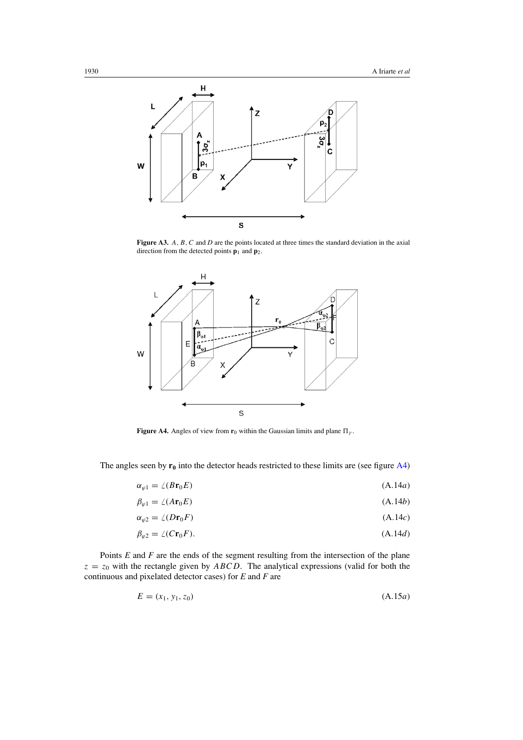**Figure A3.** $A$, $B$, $C$ and $D$ are the points located at three times the standard deviation in the axial direction from the detected points $\mathbf{p}_1$ and $\mathbf{p}_2$.

**Figure A4.** Angles of view from $\mathbf{r}_0$ within the Gaussian limits and plane $\Pi_\gamma$.

The angles seen by $\mathbf{r_0}$ into the detector heads restricted to these limits are (see figure A4)

$$\alpha_{\varphi 1} = \angle(B\mathbf{r}_0 E) \tag{A.14a}$$

$$\beta_{\varphi 1} = \angle(A\mathbf{r}_0 E) \tag{A.14b}$$

$$\alpha_{\varphi 2} = \angle(D\mathbf{r}_0 F) \tag{A.14c}$$

$$\beta_{\varphi 2} = \angle(C\mathbf{r}_0 F). \tag{A.14d}$$

Points $E$ and $F$ are the ends of the segment resulting from the intersection of the plane $z = z_0$ with the rectangle given by $ABCD$. The analytical expressions (valid for both the continuous and pixelated detector cases) for $E$ and $F$ are

$$E = (x_1, y_1, z_0) \tag{A.15a}$$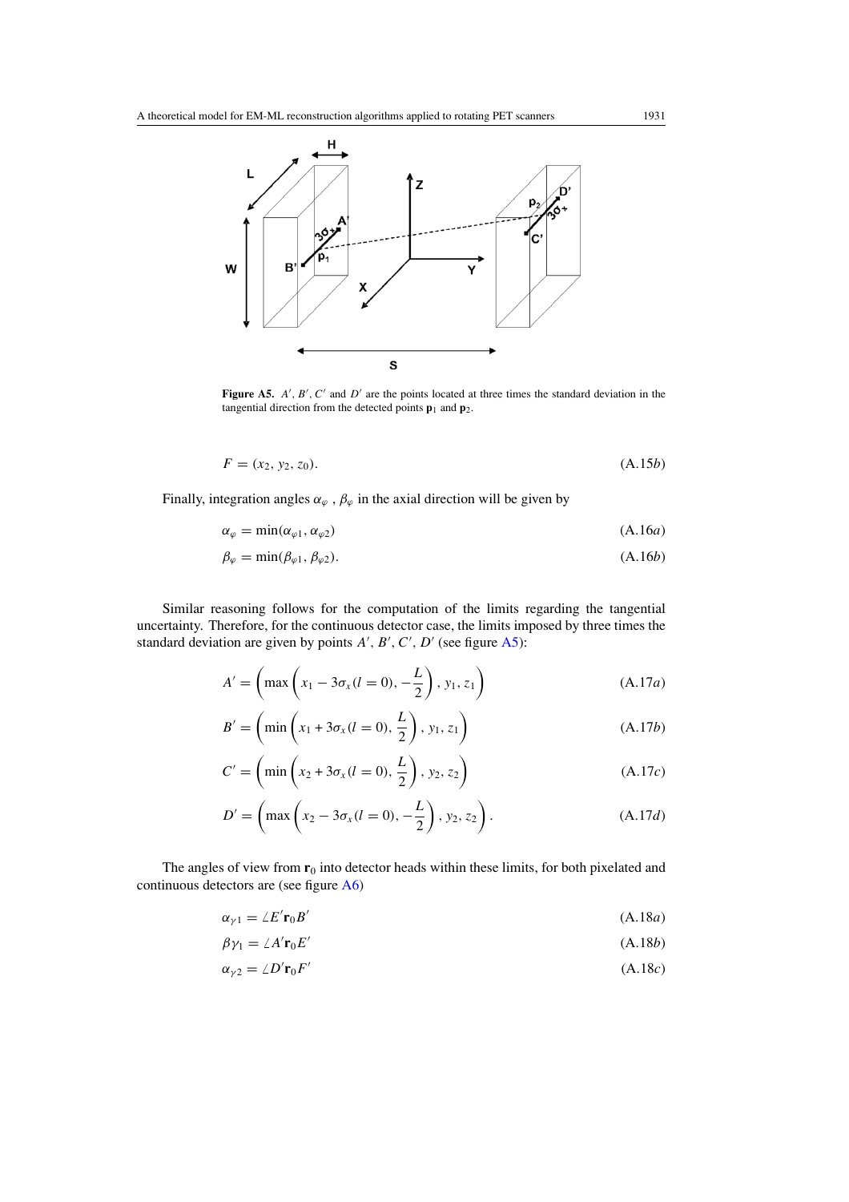**Figure A5.** $A'$, $B'$, $C'$ and $D'$ are the points located at three times the standard deviation in the tangential direction from the detected points $\mathbf{p}_1$ and $\mathbf{p}_2$.

$$F = (x_2, y_2, z_0). \tag{A.15b}$$

Finally, integration angles $\alpha_\varphi$ , $\beta_\varphi$ in the axial direction will be given by

$$\alpha_\varphi = \min(\alpha_{\varphi 1}, \alpha_{\varphi 2}) \tag{A.16a}$$

$$\beta_\varphi = \min(\beta_{\varphi 1}, \beta_{\varphi 2}). \tag{A.16b}$$

Similar reasoning follows for the computation of the limits regarding the tangential uncertainty. Therefore, for the continuous detector case, the limits imposed by three times the standard deviation are given by points $A'$, $B'$, $C'$, $D'$ (see figure A5):

$$A' = \left(\max\left(x_1 - 3\sigma_x(l = 0), -\frac{L}{2}\right), y_1, z_1\right) \tag{A.17a}$$

$$B' = \left(\min\left(x_1 + 3\sigma_x(l = 0), \frac{L}{2}\right), y_1, z_1\right) \tag{A.17b}$$

$$C' = \left(\min\left(x_2 + 3\sigma_x(l = 0), \frac{L}{2}\right), y_2, z_2\right) \tag{A.17c}$$

$$D' = \left(\max\left(x_2 - 3\sigma_x(l = 0), -\frac{L}{2}\right), y_2, z_2\right). \tag{A.17d}$$

The angles of view from $\mathbf{r}_0$ into detector heads within these limits, for both pixelated and continuous detectors are (see figure A6)

$$\alpha_{\gamma 1} = \angle E'\mathbf{r}_0 B' \tag{A.18a}$$

$$\beta\gamma_1 = \angle A'\mathbf{r}_0 E' \tag{A.18b}$$

$$\alpha_{\gamma 2} = \angle D'\mathbf{r}_0 F' \tag{A.18c}$$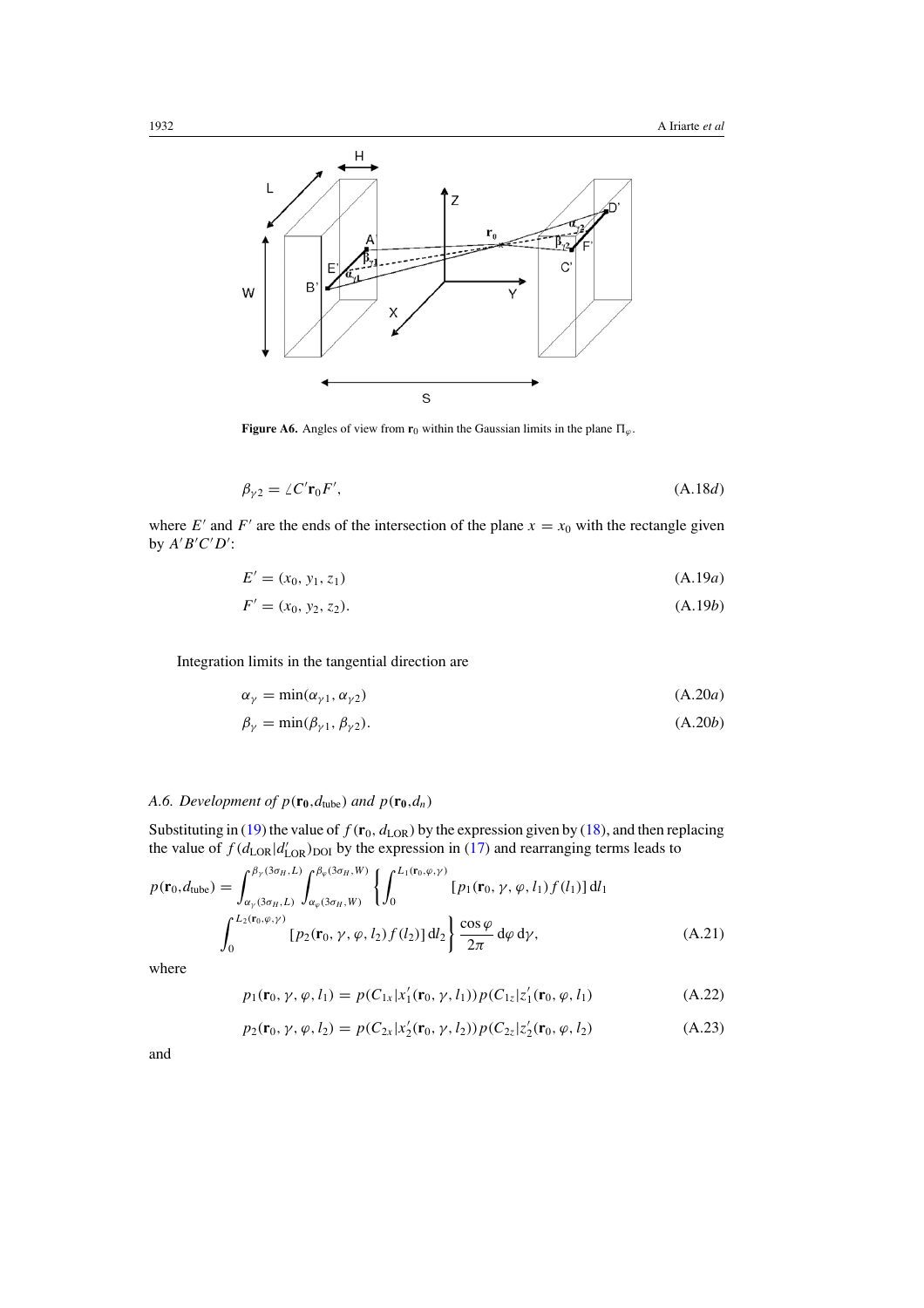**Figure A6.** Angles of view from $\mathbf{r}_0$ within the Gaussian limits in the plane $\Pi_\varphi$.

$$\beta_{\gamma 2} = \angle C' \mathbf{r}_0 F', \tag{A.18d}$$

where $E'$ and $F'$ are the ends of the intersection of the plane $x = x_0$ with the rectangle given by $A'B'C'D'$:

$$E' = (x_0, y_1, z_1) \tag{A.19a}$$

$$F' = (x_0, y_2, z_2). \tag{A.19b}$$

Integration limits in the tangential direction are

$$\alpha_\gamma = \min(\alpha_{\gamma 1}, \alpha_{\gamma 2}) \tag{A.20a}$$

$$\beta_\gamma = \min(\beta_{\gamma 1}, \beta_{\gamma 2}). \tag{A.20b}$$

### *A.6. Development of $p(\mathbf{r_0}, d_{\text{tube}})$ and $p(\mathbf{r_0}, d_n)$*

Substituting in (19) the value of $f(\mathbf{r}_0, d_{\text{LOR}})$ by the expression given by (18), and then replacing the value of $f(d_{\text{LOR}}|d'_{\text{LOR}})_{\text{DOI}}$ by the expression in (17) and rearranging terms leads to

$$p(\mathbf{r}_0, d_{\text{tube}}) = \int_{\alpha_\gamma(3\sigma_H, L)}^{\beta_\gamma(3\sigma_H, L)} \int_{\alpha_\varphi(3\sigma_H, W)}^{\beta_\varphi(3\sigma_H, W)} \left\{ \int_0^{L_1(\mathbf{r}_0, \varphi, \gamma)} [p_1(\mathbf{r}_0, \gamma, \varphi, l_1) f(l_1)] \, \mathrm{d}l_1 \right.$$
$$\left. \int_0^{L_2(\mathbf{r}_0, \varphi, \gamma)} [p_2(\mathbf{r}_0, \gamma, \varphi, l_2) f(l_2)] \, \mathrm{d}l_2 \right\} \frac{\cos\varphi}{2\pi} \, \mathrm{d}\varphi \, \mathrm{d}\gamma, \tag{A.21}$$

where

$$p_1(\mathbf{r}_0, \gamma, \varphi, l_1) = p(C_{1x}|x'_1(\mathbf{r}_0, \gamma, l_1)) p(C_{1z}|z'_1(\mathbf{r}_0, \varphi, l_1)) \tag{A.22}$$

$$p_2(\mathbf{r}_0, \gamma, \varphi, l_2) = p(C_{2x}|x'_2(\mathbf{r}_0, \gamma, l_2)) p(C_{2z}|z'_2(\mathbf{r}_0, \varphi, l_2)) \tag{A.23}$$

and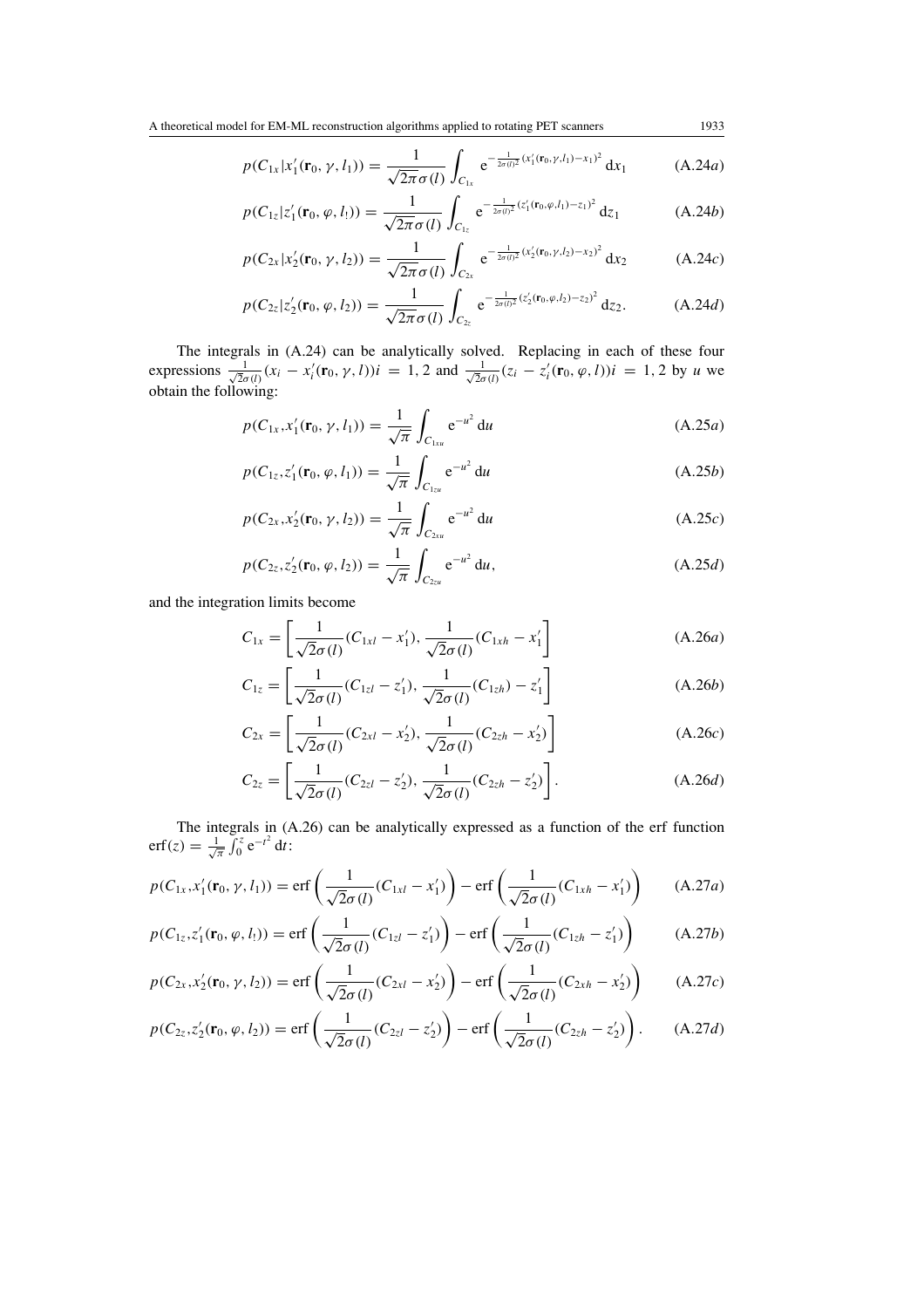$$p(C_{1x}|x_1'(\mathbf{r}_0,\gamma,l_1)) = \frac{1}{\sqrt{2\pi}\sigma(l)}\int_{C_{1x}} \mathrm{e}^{-\frac{1}{2\sigma(l)^2}(x_1'(\mathbf{r}_0,\gamma,l_1)-x_1)^2}\,\mathrm{d}x_1 \tag{A.24a}$$

$$p(C_{1z}|z_1'(\mathbf{r}_0,\varphi,l_!)) = \frac{1}{\sqrt{2\pi}\sigma(l)}\int_{C_{1z}} \mathrm{e}^{-\frac{1}{2\sigma(l)^2}(z_1'(\mathbf{r}_0,\varphi,l_1)-z_1)^2}\,\mathrm{d}z_1 \tag{A.24b}$$

$$p(C_{2x}|x_2'(\mathbf{r}_0,\gamma,l_2)) = \frac{1}{\sqrt{2\pi}\sigma(l)}\int_{C_{2x}} \mathrm{e}^{-\frac{1}{2\sigma(l)^2}(x_2'(\mathbf{r}_0,\gamma,l_2)-x_2)^2}\,\mathrm{d}x_2 \tag{A.24c}$$

$$p(C_{2z}|z_2'(\mathbf{r}_0,\varphi,l_2)) = \frac{1}{\sqrt{2\pi}\sigma(l)}\int_{C_{2z}} \mathrm{e}^{-\frac{1}{2\sigma(l)^2}(z_2'(\mathbf{r}_0,\varphi,l_2)-z_2)^2}\,\mathrm{d}z_2. \tag{A.24d}$$

The integrals in (A.24) can be analytically solved. Replacing in each of these four expressions $\frac{1}{\sqrt{2}\sigma(l)}(x_i - x_i'(\mathbf{r}_0,\gamma,l))i = 1,2$ and $\frac{1}{\sqrt{2}\sigma(l)}(z_i - z_i'(\mathbf{r}_0,\varphi,l))i = 1,2$ by $u$ we obtain the following:

$$p(C_{1x},x_1'(\mathbf{r}_0,\gamma,l_1)) = \frac{1}{\sqrt{\pi}}\int_{C_{1xu}} \mathrm{e}^{-u^2}\,\mathrm{d}u \tag{A.25a}$$

$$p(C_{1z},z_1'(\mathbf{r}_0,\varphi,l_1)) = \frac{1}{\sqrt{\pi}}\int_{C_{1zu}} \mathrm{e}^{-u^2}\,\mathrm{d}u \tag{A.25b}$$

$$p(C_{2x},x_2'(\mathbf{r}_0,\gamma,l_2)) = \frac{1}{\sqrt{\pi}}\int_{C_{2xu}} \mathrm{e}^{-u^2}\,\mathrm{d}u \tag{A.25c}$$

$$p(C_{2z},z_2'(\mathbf{r}_0,\varphi,l_2)) = \frac{1}{\sqrt{\pi}}\int_{C_{2zu}} \mathrm{e}^{-u^2}\,\mathrm{d}u, \tag{A.25d}$$

and the integration limits become

$$C_{1x} = \left[\frac{1}{\sqrt{2}\sigma(l)}(C_{1xl} - x_1'), \frac{1}{\sqrt{2}\sigma(l)}(C_{1xh} - x_1'\right] \tag{A.26a}$$

$$C_{1z} = \left[\frac{1}{\sqrt{2}\sigma(l)}(C_{1zl} - z_1'), \frac{1}{\sqrt{2}\sigma(l)}(C_{1zh}) - z_1'\right] \tag{A.26b}$$

$$C_{2x} = \left[\frac{1}{\sqrt{2}\sigma(l)}(C_{2xl} - x_2'), \frac{1}{\sqrt{2}\sigma(l)}(C_{2zh} - x_2')\right] \tag{A.26c}$$

$$C_{2z} = \left[\frac{1}{\sqrt{2}\sigma(l)}(C_{2zl} - z_2'), \frac{1}{\sqrt{2}\sigma(l)}(C_{2zh} - z_2')\right]. \tag{A.26d}$$

The integrals in (A.26) can be analytically expressed as a function of the erf function $\mathrm{erf}(z) = \frac{1}{\sqrt{\pi}}\int_0^z \mathrm{e}^{-t^2}\,\mathrm{d}t$:

$$p(C_{1x},x_1'(\mathbf{r}_0,\gamma,l_1)) = \mathrm{erf}\left(\frac{1}{\sqrt{2}\sigma(l)}(C_{1xl} - x_1')\right) - \mathrm{erf}\left(\frac{1}{\sqrt{2}\sigma(l)}(C_{1xh} - x_1')\right) \tag{A.27a}$$

$$p(C_{1z},z_1'(\mathbf{r}_0,\varphi,l_!)) = \mathrm{erf}\left(\frac{1}{\sqrt{2}\sigma(l)}(C_{1zl} - z_1')\right) - \mathrm{erf}\left(\frac{1}{\sqrt{2}\sigma(l)}(C_{1zh} - z_1')\right) \tag{A.27b}$$

$$p(C_{2x},x_2'(\mathbf{r}_0,\gamma,l_2)) = \mathrm{erf}\left(\frac{1}{\sqrt{2}\sigma(l)}(C_{2xl} - x_2')\right) - \mathrm{erf}\left(\frac{1}{\sqrt{2}\sigma(l)}(C_{2xh} - x_2')\right) \tag{A.27c}$$

$$p(C_{2z},z_2'(\mathbf{r}_0,\varphi,l_2)) = \mathrm{erf}\left(\frac{1}{\sqrt{2}\sigma(l)}(C_{2zl} - z_2')\right) - \mathrm{erf}\left(\frac{1}{\sqrt{2}\sigma(l)}(C_{2zh} - z_2')\right). \tag{A.27d}$$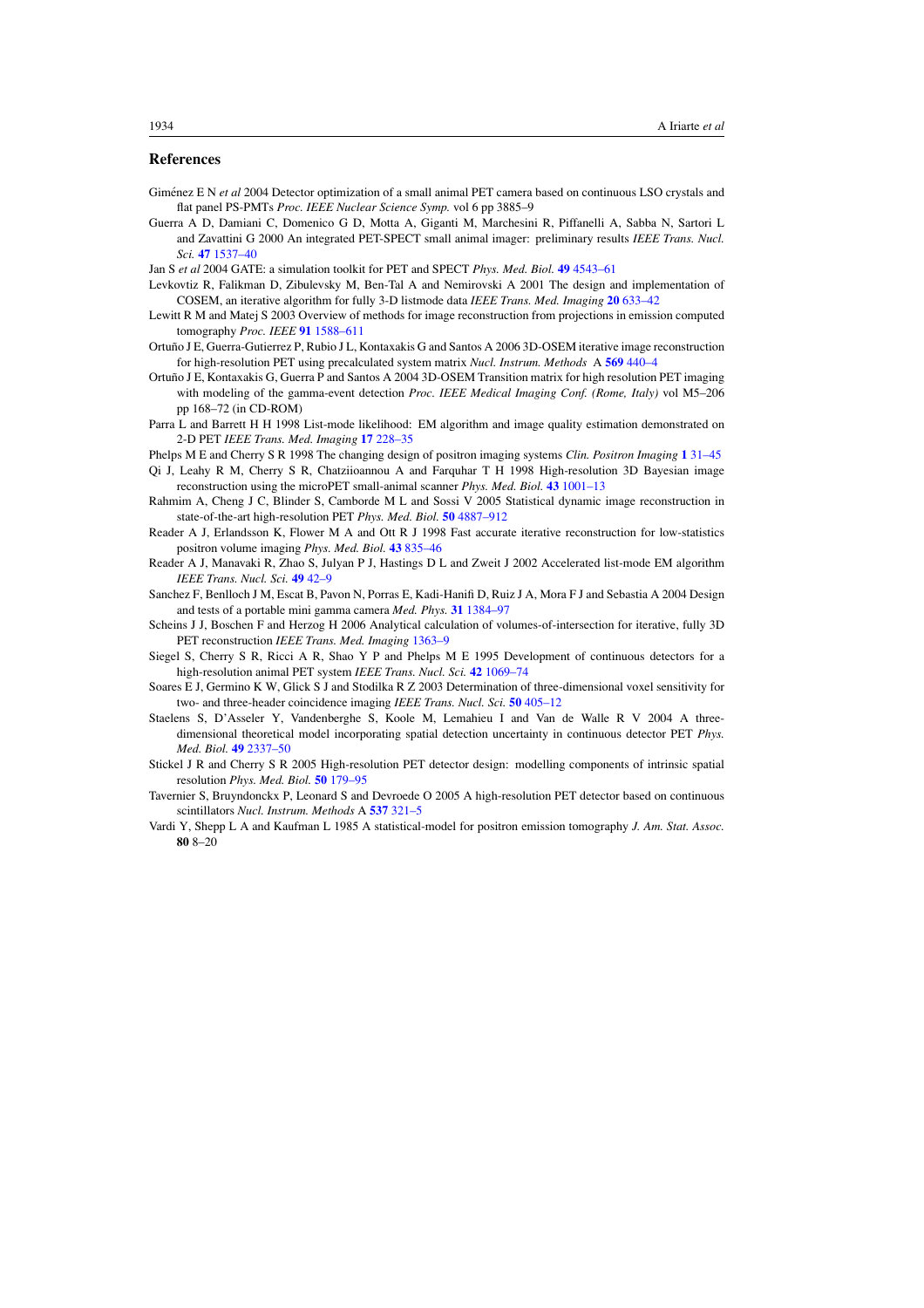## References

Giménez E N *et al* 2004 Detector optimization of a small animal PET camera based on continuous LSO crystals and flat panel PS-PMTs *Proc. IEEE Nuclear Science Symp.* vol 6 pp 3885–9

Guerra A D, Damiani C, Domenico G D, Motta A, Giganti M, Marchesini R, Piffanelli A, Sabba N, Sartori L and Zavattini G 2000 An integrated PET-SPECT small animal imager: preliminary results *IEEE Trans. Nucl. Sci.* **47** 1537–40

Jan S *et al* 2004 GATE: a simulation toolkit for PET and SPECT *Phys. Med. Biol.* **49** 4543–61

Levkovtiz R, Falikman D, Zibulevsky M, Ben-Tal A and Nemirovski A 2001 The design and implementation of COSEM, an iterative algorithm for fully 3-D listmode data *IEEE Trans. Med. Imaging* **20** 633–42

Lewitt R M and Matej S 2003 Overview of methods for image reconstruction from projections in emission computed tomography *Proc. IEEE* **91** 1588–611

Ortuño J E, Guerra-Gutierrez P, Rubio J L, Kontaxakis G and Santos A 2006 3D-OSEM iterative image reconstruction for high-resolution PET using precalculated system matrix *Nucl. Instrum. Methods* A **569** 440–4

Ortuño J E, Kontaxakis G, Guerra P and Santos A 2004 3D-OSEM Transition matrix for high resolution PET imaging with modeling of the gamma-event detection *Proc. IEEE Medical Imaging Conf. (Rome, Italy)* vol M5–206 pp 168–72 (in CD-ROM)

Parra L and Barrett H H 1998 List-mode likelihood: EM algorithm and image quality estimation demonstrated on 2-D PET *IEEE Trans. Med. Imaging* **17** 228–35

Phelps M E and Cherry S R 1998 The changing design of positron imaging systems *Clin. Positron Imaging* **1** 31–45

Qi J, Leahy R M, Cherry S R, Chatziioannou A and Farquhar T H 1998 High-resolution 3D Bayesian image reconstruction using the microPET small-animal scanner *Phys. Med. Biol.* **43** 1001–13

Rahmim A, Cheng J C, Blinder S, Camborde M L and Sossi V 2005 Statistical dynamic image reconstruction in state-of-the-art high-resolution PET *Phys. Med. Biol.* **50** 4887–912

Reader A J, Erlandsson K, Flower M A and Ott R J 1998 Fast accurate iterative reconstruction for low-statistics positron volume imaging *Phys. Med. Biol.* **43** 835–46

Reader A J, Manavaki R, Zhao S, Julyan P J, Hastings D L and Zweit J 2002 Accelerated list-mode EM algorithm *IEEE Trans. Nucl. Sci.* **49** 42–9

Sanchez F, Benlloch J M, Escat B, Pavon N, Porras E, Kadi-Hanifi D, Ruiz J A, Mora F J and Sebastia A 2004 Design and tests of a portable mini gamma camera *Med. Phys.* **31** 1384–97

Scheins J J, Boschen F and Herzog H 2006 Analytical calculation of volumes-of-intersection for iterative, fully 3D PET reconstruction *IEEE Trans. Med. Imaging* 1363–9

Siegel S, Cherry S R, Ricci A R, Shao Y P and Phelps M E 1995 Development of continuous detectors for a high-resolution animal PET system *IEEE Trans. Nucl. Sci.* **42** 1069–74

Soares E J, Germino K W, Glick S J and Stodilka R Z 2003 Determination of three-dimensional voxel sensitivity for two- and three-header coincidence imaging *IEEE Trans. Nucl. Sci.* **50** 405–12

Staelens S, D'Asseler Y, Vandenberghe S, Koole M, Lemahieu I and Van de Walle R V 2004 A three-dimensional theoretical model incorporating spatial detection uncertainty in continuous detector PET *Phys. Med. Biol.* **49** 2337–50

Stickel J R and Cherry S R 2005 High-resolution PET detector design: modelling components of intrinsic spatial resolution *Phys. Med. Biol.* **50** 179–95

Tavernier S, Bruyndonckx P, Leonard S and Devroede O 2005 A high-resolution PET detector based on continuous scintillators *Nucl. Instrum. Methods* A **537** 321–5

Vardi Y, Shepp L A and Kaufman L 1985 A statistical-model for positron emission tomography *J. Am. Stat. Assoc.* **80** 8–20